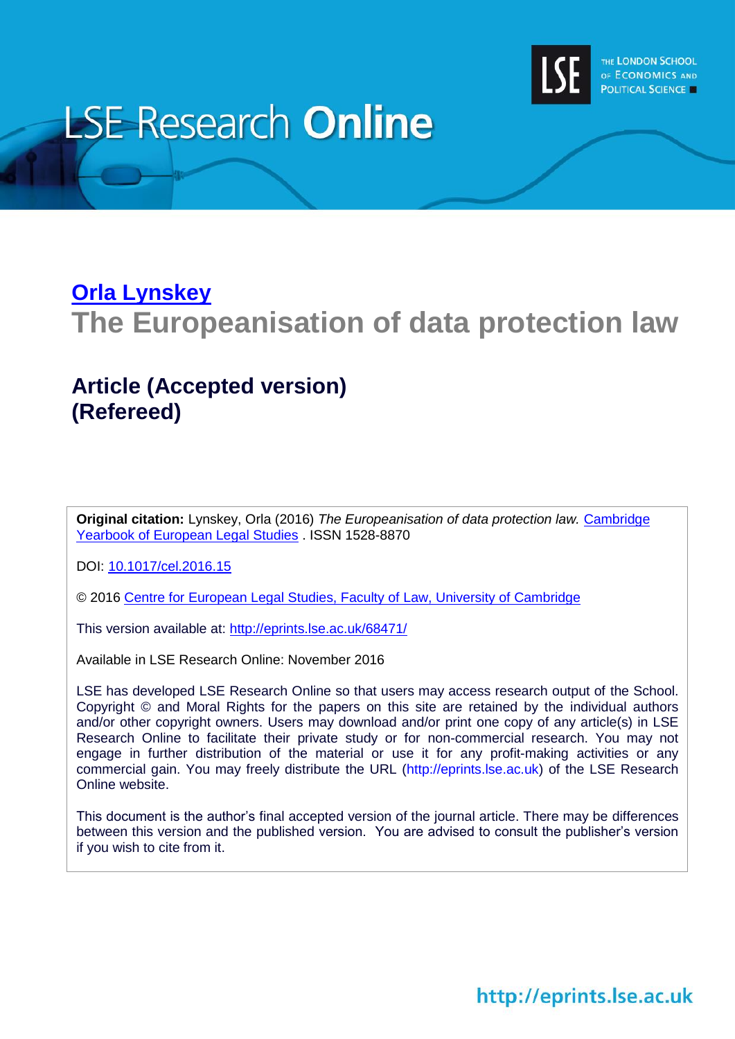# LSE Research Online

THE LONDON SCHOOL OF ECONOMICS AND POLITICAL SCIENCE

**Orla Lynskey**

## The Europeanisation of data protection law

### Article (Accepted version) (Refereed)

**Original citation:** Lynskey, Orla (2016) *The Europeanisation of data protection law.* Cambridge Yearbook of European Legal Studies . ISSN 1528-8870

DOI: 10.1017/cel.2016.15

© 2016 Centre for European Legal Studies, Faculty of Law, University of Cambridge

This version available at: http://eprints.lse.ac.uk/68471/

Available in LSE Research Online: November 2016

LSE has developed LSE Research Online so that users may access research output of the School. Copyright © and Moral Rights for the papers on this site are retained by the individual authors and/or other copyright owners. Users may download and/or print one copy of any article(s) in LSE Research Online to facilitate their private study or for non-commercial research. You may not engage in further distribution of the material or use it for any profit-making activities or any commercial gain. You may freely distribute the URL (http://eprints.lse.ac.uk) of the LSE Research Online website.

This document is the author's final accepted version of the journal article. There may be differences between this version and the published version. You are advised to consult the publisher's version if you wish to cite from it.

http://eprints.lse.ac.uk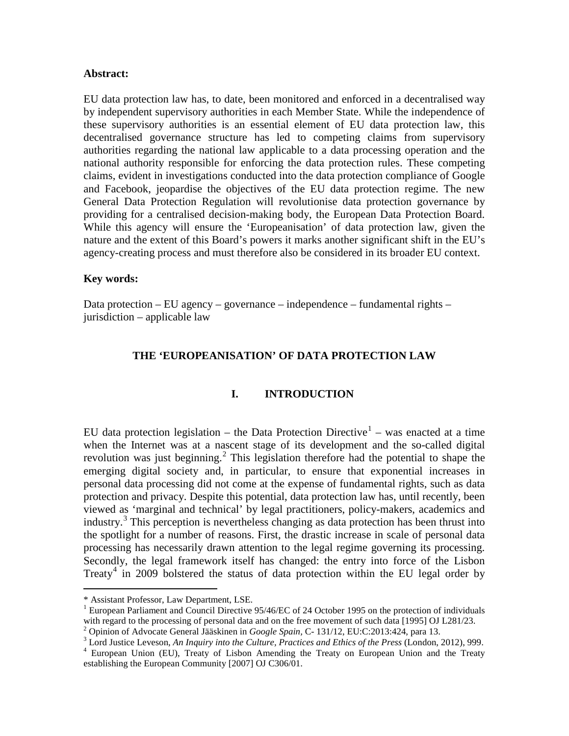**Abstract:**

EU data protection law has, to date, been monitored and enforced in a decentralised way by independent supervisory authorities in each Member State. While the independence of these supervisory authorities is an essential element of EU data protection law, this decentralised governance structure has led to competing claims from supervisory authorities regarding the national law applicable to a data processing operation and the national authority responsible for enforcing the data protection rules. These competing claims, evident in investigations conducted into the data protection compliance of Google and Facebook, jeopardise the objectives of the EU data protection regime. The new General Data Protection Regulation will revolutionise data protection governance by providing for a centralised decision-making body, the European Data Protection Board. While this agency will ensure the 'Europeanisation' of data protection law, given the nature and the extent of this Board's powers it marks another significant shift in the EU's agency-creating process and must therefore also be considered in its broader EU context.

**Key words:**

Data protection – EU agency – governance – independence – fundamental rights – jurisdiction – applicable law

# THE 'EUROPEANISATION' OF DATA PROTECTION LAW

## I. INTRODUCTION

EU data protection legislation – the Data Protection Directive[1] – was enacted at a time when the Internet was at a nascent stage of its development and the so-called digital revolution was just beginning.[2] This legislation therefore had the potential to shape the emerging digital society and, in particular, to ensure that exponential increases in personal data processing did not come at the expense of fundamental rights, such as data protection and privacy. Despite this potential, data protection law has, until recently, been viewed as 'marginal and technical' by legal practitioners, policy-makers, academics and industry.[3] This perception is nevertheless changing as data protection has been thrust into the spotlight for a number of reasons. First, the drastic increase in scale of personal data processing has necessarily drawn attention to the legal regime governing its processing. Secondly, the legal framework itself has changed: the entry into force of the Lisbon Treaty[4] in 2009 bolstered the status of data protection within the EU legal order by

---

\* Assistant Professor, Law Department, LSE.

[1] European Parliament and Council Directive 95/46/EC of 24 October 1995 on the protection of individuals with regard to the processing of personal data and on the free movement of such data [1995] OJ L281/23.

[2] Opinion of Advocate General Jääskinen in *Google Spain*, C- 131/12, EU:C:2013:424, para 13.

[3] Lord Justice Leveson, *An Inquiry into the Culture, Practices and Ethics of the Press* (London, 2012), 999.

[4] European Union (EU), Treaty of Lisbon Amending the Treaty on European Union and the Treaty establishing the European Community [2007] OJ C306/01.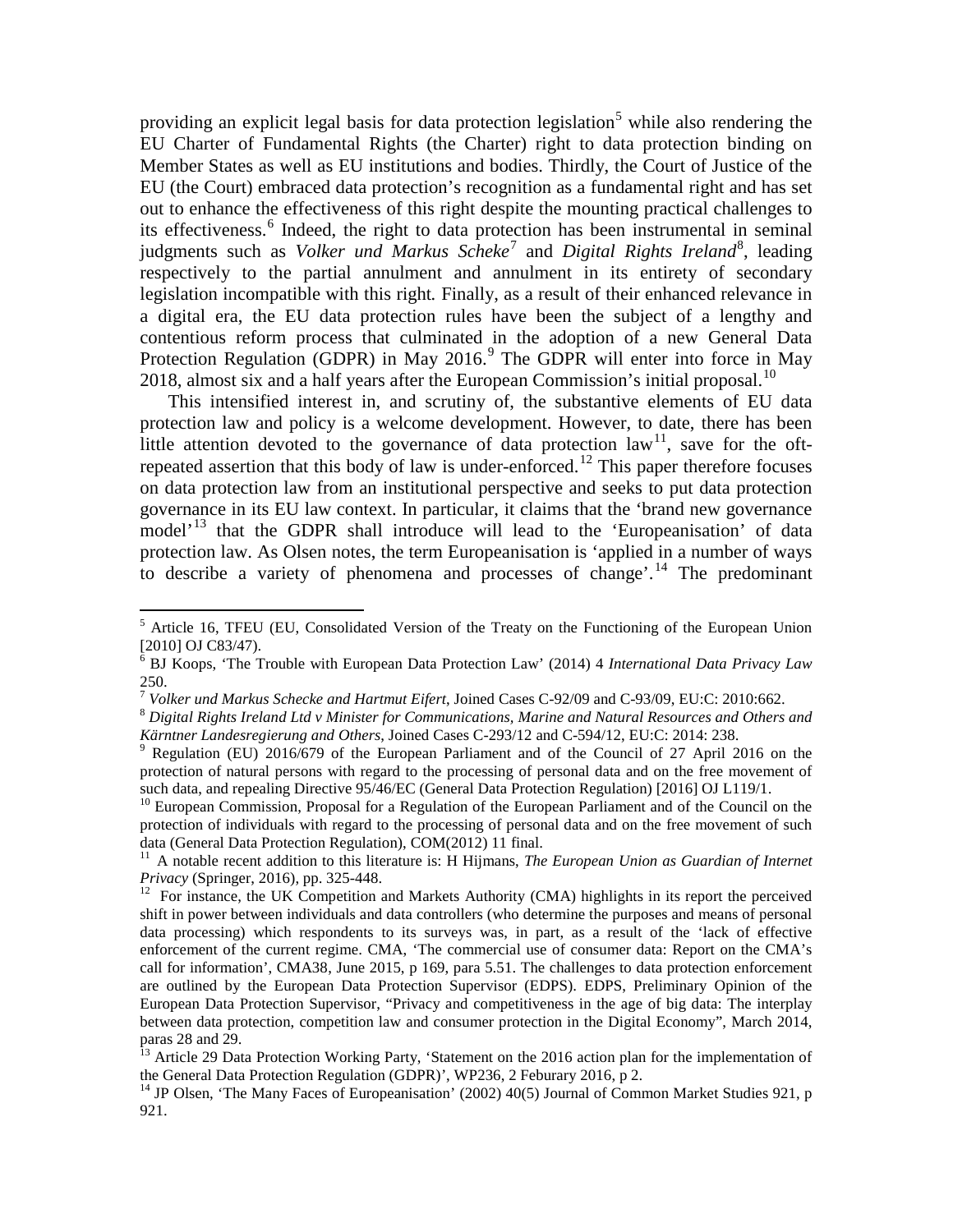providing an explicit legal basis for data protection legislation[5] while also rendering the EU Charter of Fundamental Rights (the Charter) right to data protection binding on Member States as well as EU institutions and bodies. Thirdly, the Court of Justice of the EU (the Court) embraced data protection's recognition as a fundamental right and has set out to enhance the effectiveness of this right despite the mounting practical challenges to its effectiveness.[6] Indeed, the right to data protection has been instrumental in seminal judgments such as *Volker und Markus Scheke*[7] and *Digital Rights Ireland*[8], leading respectively to the partial annulment and annulment in its entirety of secondary legislation incompatible with this right. Finally, as a result of their enhanced relevance in a digital era, the EU data protection rules have been the subject of a lengthy and contentious reform process that culminated in the adoption of a new General Data Protection Regulation (GDPR) in May 2016.[9] The GDPR will enter into force in May 2018, almost six and a half years after the European Commission's initial proposal.[10]

This intensified interest in, and scrutiny of, the substantive elements of EU data protection law and policy is a welcome development. However, to date, there has been little attention devoted to the governance of data protection law[11], save for the oft-repeated assertion that this body of law is under-enforced.[12] This paper therefore focuses on data protection law from an institutional perspective and seeks to put data protection governance in its EU law context. In particular, it claims that the 'brand new governance model'[13] that the GDPR shall introduce will lead to the 'Europeanisation' of data protection law. As Olsen notes, the term Europeanisation is 'applied in a number of ways to describe a variety of phenomena and processes of change'.[14] The predominant

---

[5] Article 16, TFEU (EU, Consolidated Version of the Treaty on the Functioning of the European Union [2010] OJ C83/47).

[6] BJ Koops, 'The Trouble with European Data Protection Law' (2014) 4 *International Data Privacy Law* 250.

[7] *Volker und Markus Schecke and Hartmut Eifert*, Joined Cases C-92/09 and C-93/09, EU:C: 2010:662.

[8] *Digital Rights Ireland Ltd v Minister for Communications, Marine and Natural Resources and Others and Kärntner Landesregierung and Others*, Joined Cases C-293/12 and C-594/12, EU:C: 2014: 238.

[9] Regulation (EU) 2016/679 of the European Parliament and of the Council of 27 April 2016 on the protection of natural persons with regard to the processing of personal data and on the free movement of such data, and repealing Directive 95/46/EC (General Data Protection Regulation) [2016] OJ L119/1.

[10] European Commission, Proposal for a Regulation of the European Parliament and of the Council on the protection of individuals with regard to the processing of personal data and on the free movement of such data (General Data Protection Regulation), COM(2012) 11 final.

[11] A notable recent addition to this literature is: H Hijmans, *The European Union as Guardian of Internet Privacy* (Springer, 2016), pp. 325-448.

[12] For instance, the UK Competition and Markets Authority (CMA) highlights in its report the perceived shift in power between individuals and data controllers (who determine the purposes and means of personal data processing) which respondents to its surveys was, in part, as a result of the 'lack of effective enforcement of the current regime. CMA, 'The commercial use of consumer data: Report on the CMA's call for information', CMA38, June 2015, p 169, para 5.51. The challenges to data protection enforcement are outlined by the European Data Protection Supervisor (EDPS). EDPS, Preliminary Opinion of the European Data Protection Supervisor, "Privacy and competitiveness in the age of big data: The interplay between data protection, competition law and consumer protection in the Digital Economy", March 2014, paras 28 and 29.

[13] Article 29 Data Protection Working Party, 'Statement on the 2016 action plan for the implementation of the General Data Protection Regulation (GDPR)', WP236, 2 Feburary 2016, p 2.

[14] JP Olsen, 'The Many Faces of Europeanisation' (2002) 40(5) Journal of Common Market Studies 921, p 921.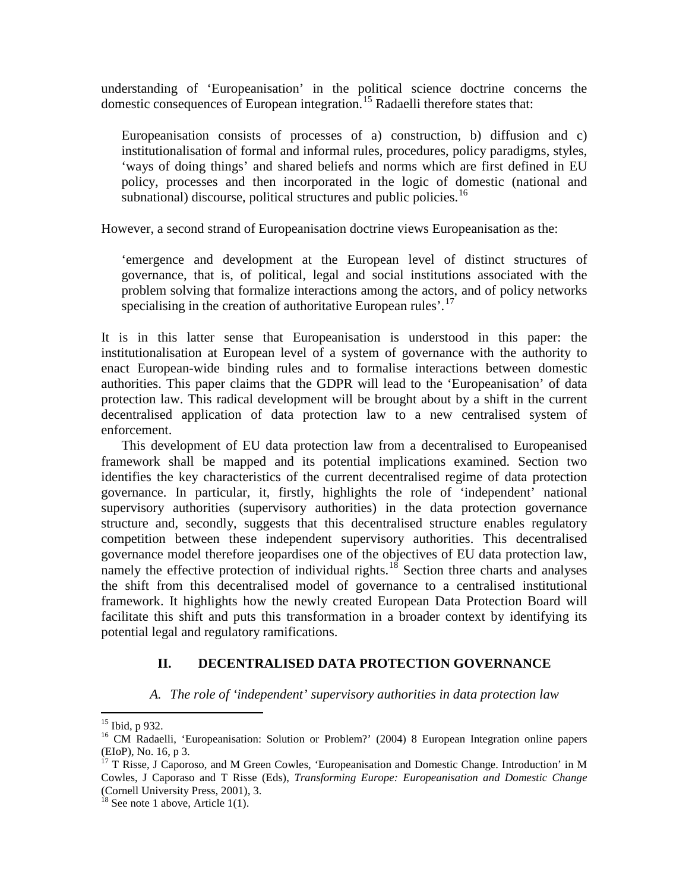understanding of 'Europeanisation' in the political science doctrine concerns the domestic consequences of European integration.[15] Radaelli therefore states that:

> Europeanisation consists of processes of a) construction, b) diffusion and c) institutionalisation of formal and informal rules, procedures, policy paradigms, styles, 'ways of doing things' and shared beliefs and norms which are first defined in EU policy, processes and then incorporated in the logic of domestic (national and subnational) discourse, political structures and public policies.[16]

However, a second strand of Europeanisation doctrine views Europeanisation as the:

> 'emergence and development at the European level of distinct structures of governance, that is, of political, legal and social institutions associated with the problem solving that formalize interactions among the actors, and of policy networks specialising in the creation of authoritative European rules'.[17]

It is in this latter sense that Europeanisation is understood in this paper: the institutionalisation at European level of a system of governance with the authority to enact European-wide binding rules and to formalise interactions between domestic authorities. This paper claims that the GDPR will lead to the 'Europeanisation' of data protection law. This radical development will be brought about by a shift in the current decentralised application of data protection law to a new centralised system of enforcement.

This development of EU data protection law from a decentralised to Europeanised framework shall be mapped and its potential implications examined. Section two identifies the key characteristics of the current decentralised regime of data protection governance. In particular, it, firstly, highlights the role of 'independent' national supervisory authorities (supervisory authorities) in the data protection governance structure and, secondly, suggests that this decentralised structure enables regulatory competition between these independent supervisory authorities. This decentralised governance model therefore jeopardises one of the objectives of EU data protection law, namely the effective protection of individual rights.[18] Section three charts and analyses the shift from this decentralised model of governance to a centralised institutional framework. It highlights how the newly created European Data Protection Board will facilitate this shift and puts this transformation in a broader context by identifying its potential legal and regulatory ramifications.

## II. DECENTRALISED DATA PROTECTION GOVERNANCE

### *A. The role of 'independent' supervisory authorities in data protection law*

---

[15] Ibid, p 932.

[16] CM Radaelli, 'Europeanisation: Solution or Problem?' (2004) 8 European Integration online papers (EIoP), No. 16, p 3.

[17] T Risse, J Caporoso, and M Green Cowles, 'Europeanisation and Domestic Change. Introduction' in M Cowles, J Caporaso and T Risse (Eds), *Transforming Europe: Europeanisation and Domestic Change* (Cornell University Press, 2001), 3.

[18] See note 1 above, Article 1(1).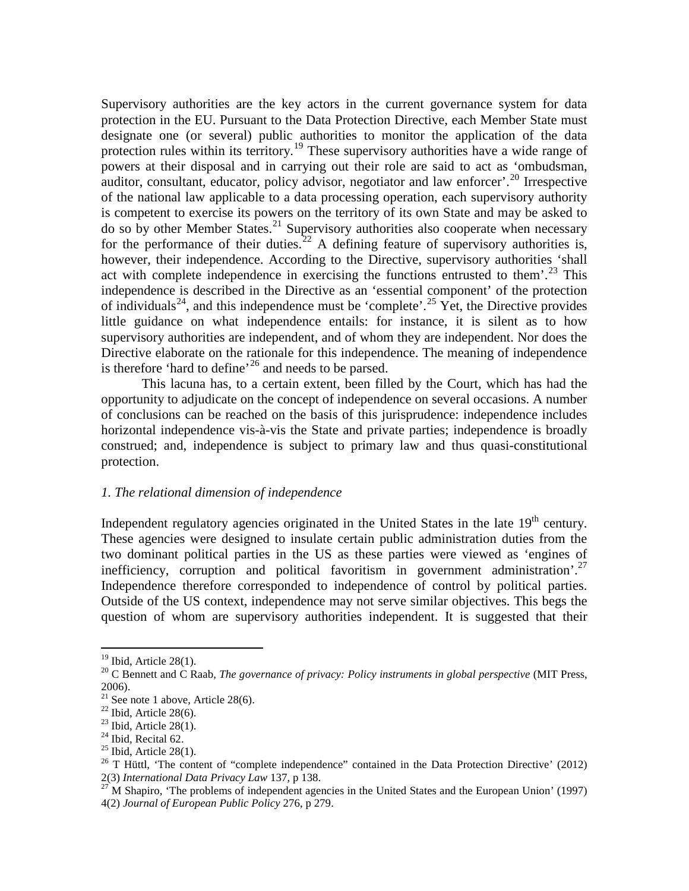Supervisory authorities are the key actors in the current governance system for data protection in the EU. Pursuant to the Data Protection Directive, each Member State must designate one (or several) public authorities to monitor the application of the data protection rules within its territory.[19] These supervisory authorities have a wide range of powers at their disposal and in carrying out their role are said to act as 'ombudsman, auditor, consultant, educator, policy advisor, negotiator and law enforcer'.[20] Irrespective of the national law applicable to a data processing operation, each supervisory authority is competent to exercise its powers on the territory of its own State and may be asked to do so by other Member States.[21] Supervisory authorities also cooperate when necessary for the performance of their duties.[22] A defining feature of supervisory authorities is, however, their independence. According to the Directive, supervisory authorities 'shall act with complete independence in exercising the functions entrusted to them'.[23] This independence is described in the Directive as an 'essential component' of the protection of individuals[24], and this independence must be 'complete'.[25] Yet, the Directive provides little guidance on what independence entails: for instance, it is silent as to how supervisory authorities are independent, and of whom they are independent. Nor does the Directive elaborate on the rationale for this independence. The meaning of independence is therefore 'hard to define'[26] and needs to be parsed.

This lacuna has, to a certain extent, been filled by the Court, which has had the opportunity to adjudicate on the concept of independence on several occasions. A number of conclusions can be reached on the basis of this jurisprudence: independence includes horizontal independence vis-à-vis the State and private parties; independence is broadly construed; and, independence is subject to primary law and thus quasi-constitutional protection.

*1. The relational dimension of independence*

Independent regulatory agencies originated in the United States in the late 19th century. These agencies were designed to insulate certain public administration duties from the two dominant political parties in the US as these parties were viewed as 'engines of inefficiency, corruption and political favoritism in government administration'.[27] Independence therefore corresponded to independence of control by political parties. Outside of the US context, independence may not serve similar objectives. This begs the question of whom are supervisory authorities independent. It is suggested that their

---

[19] Ibid, Article 28(1).

[20] C Bennett and C Raab, *The governance of privacy: Policy instruments in global perspective* (MIT Press, 2006).

[21] See note 1 above, Article 28(6).

[22] Ibid, Article 28(6).

[23] Ibid, Article 28(1).

[24] Ibid, Recital 62.

[25] Ibid, Article 28(1).

[26] T Hüttl, 'The content of "complete independence" contained in the Data Protection Directive' (2012) 2(3) *International Data Privacy Law* 137, p 138.

[27] M Shapiro, 'The problems of independent agencies in the United States and the European Union' (1997) 4(2) *Journal of European Public Policy* 276, p 279.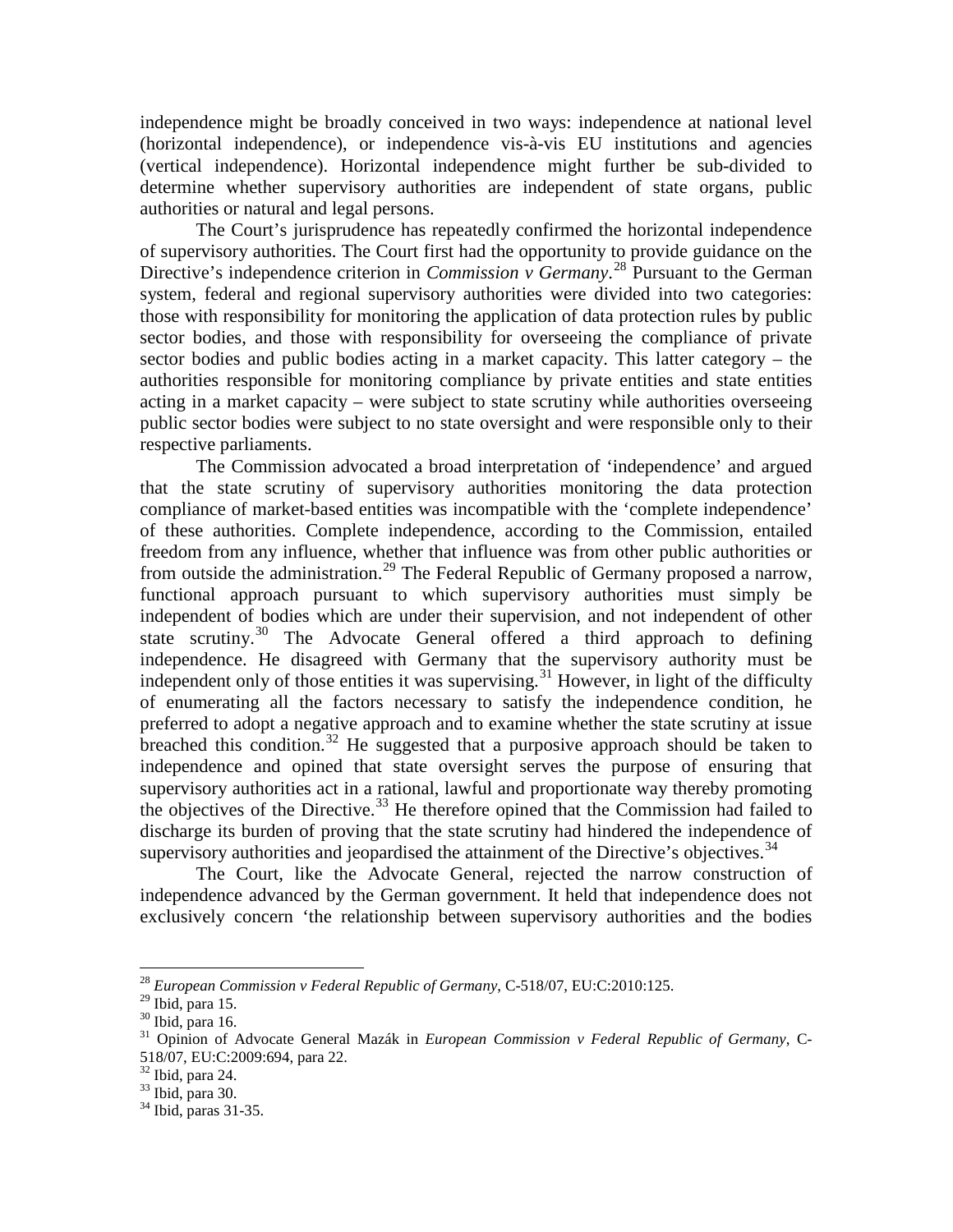independence might be broadly conceived in two ways: independence at national level (horizontal independence), or independence vis-à-vis EU institutions and agencies (vertical independence). Horizontal independence might further be sub-divided to determine whether supervisory authorities are independent of state organs, public authorities or natural and legal persons.

The Court's jurisprudence has repeatedly confirmed the horizontal independence of supervisory authorities. The Court first had the opportunity to provide guidance on the Directive's independence criterion in *Commission v Germany*.[28] Pursuant to the German system, federal and regional supervisory authorities were divided into two categories: those with responsibility for monitoring the application of data protection rules by public sector bodies, and those with responsibility for overseeing the compliance of private sector bodies and public bodies acting in a market capacity. This latter category – the authorities responsible for monitoring compliance by private entities and state entities acting in a market capacity – were subject to state scrutiny while authorities overseeing public sector bodies were subject to no state oversight and were responsible only to their respective parliaments.

The Commission advocated a broad interpretation of 'independence' and argued that the state scrutiny of supervisory authorities monitoring the data protection compliance of market-based entities was incompatible with the 'complete independence' of these authorities. Complete independence, according to the Commission, entailed freedom from any influence, whether that influence was from other public authorities or from outside the administration.[29] The Federal Republic of Germany proposed a narrow, functional approach pursuant to which supervisory authorities must simply be independent of bodies which are under their supervision, and not independent of other state scrutiny.[30] The Advocate General offered a third approach to defining independence. He disagreed with Germany that the supervisory authority must be independent only of those entities it was supervising.[31] However, in light of the difficulty of enumerating all the factors necessary to satisfy the independence condition, he preferred to adopt a negative approach and to examine whether the state scrutiny at issue breached this condition.[32] He suggested that a purposive approach should be taken to independence and opined that state oversight serves the purpose of ensuring that supervisory authorities act in a rational, lawful and proportionate way thereby promoting the objectives of the Directive.[33] He therefore opined that the Commission had failed to discharge its burden of proving that the state scrutiny had hindered the independence of supervisory authorities and jeopardised the attainment of the Directive's objectives.[34]

The Court, like the Advocate General, rejected the narrow construction of independence advanced by the German government. It held that independence does not exclusively concern 'the relationship between supervisory authorities and the bodies

---

[28] *European Commission v Federal Republic of Germany*, C-518/07, EU:C:2010:125.

[29] Ibid, para 15.

[30] Ibid, para 16.

[31] Opinion of Advocate General Mazák in *European Commission v Federal Republic of Germany*, C-518/07, EU:C:2009:694, para 22.

[32] Ibid, para 24.

[33] Ibid, para 30.

[34] Ibid, paras 31-35.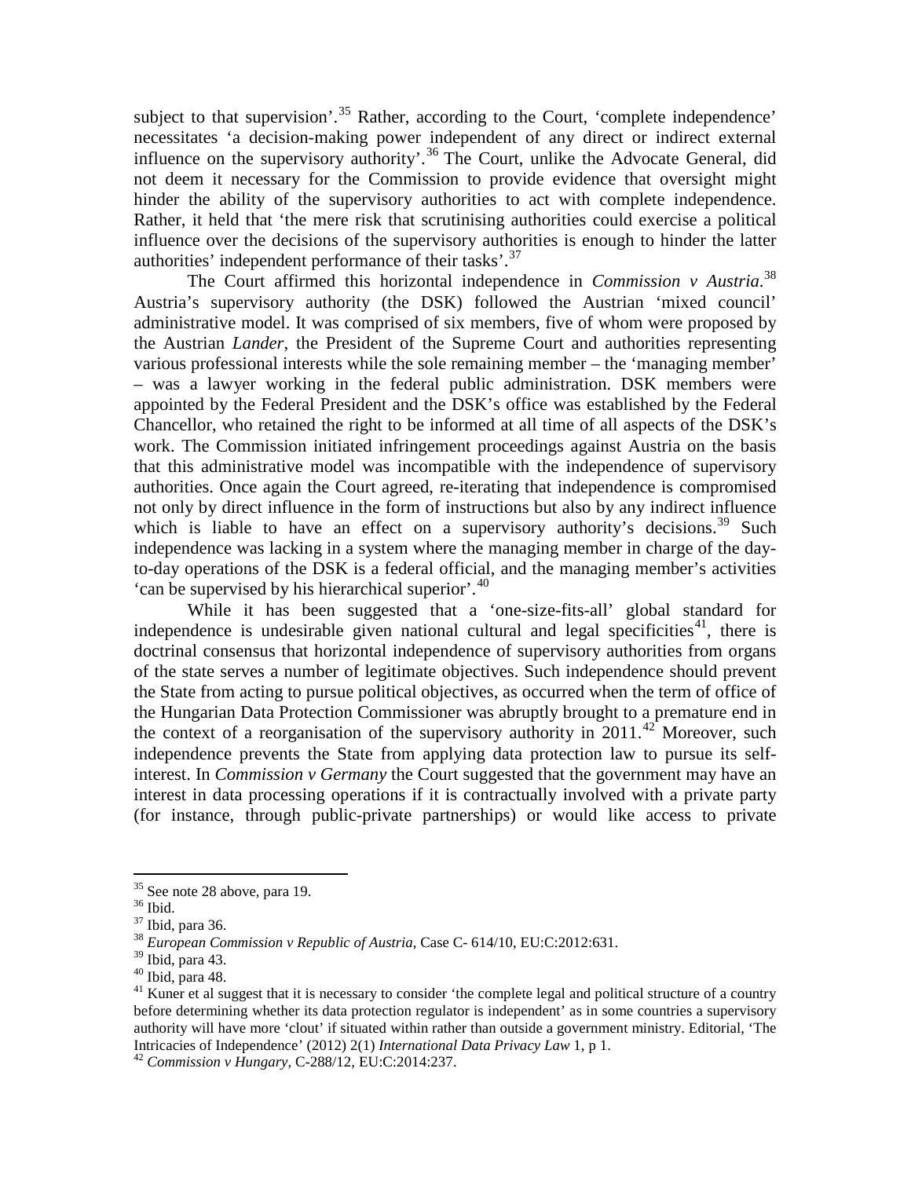subject to that supervision'.[35] Rather, according to the Court, 'complete independence' necessitates 'a decision-making power independent of any direct or indirect external influence on the supervisory authority'.[36] The Court, unlike the Advocate General, did not deem it necessary for the Commission to provide evidence that oversight might hinder the ability of the supervisory authorities to act with complete independence. Rather, it held that 'the mere risk that scrutinising authorities could exercise a political influence over the decisions of the supervisory authorities is enough to hinder the latter authorities' independent performance of their tasks'.[37]

The Court affirmed this horizontal independence in *Commission v Austria*.[38] Austria's supervisory authority (the DSK) followed the Austrian 'mixed council' administrative model. It was comprised of six members, five of whom were proposed by the Austrian *Lander*, the President of the Supreme Court and authorities representing various professional interests while the sole remaining member – the 'managing member' – was a lawyer working in the federal public administration. DSK members were appointed by the Federal President and the DSK's office was established by the Federal Chancellor, who retained the right to be informed at all time of all aspects of the DSK's work. The Commission initiated infringement proceedings against Austria on the basis that this administrative model was incompatible with the independence of supervisory authorities. Once again the Court agreed, re-iterating that independence is compromised not only by direct influence in the form of instructions but also by any indirect influence which is liable to have an effect on a supervisory authority's decisions.[39] Such independence was lacking in a system where the managing member in charge of the day-to-day operations of the DSK is a federal official, and the managing member's activities 'can be supervised by his hierarchical superior'.[40]

While it has been suggested that a 'one-size-fits-all' global standard for independence is undesirable given national cultural and legal specificities[41], there is doctrinal consensus that horizontal independence of supervisory authorities from organs of the state serves a number of legitimate objectives. Such independence should prevent the State from acting to pursue political objectives, as occurred when the term of office of the Hungarian Data Protection Commissioner was abruptly brought to a premature end in the context of a reorganisation of the supervisory authority in 2011.[42] Moreover, such independence prevents the State from applying data protection law to pursue its self-interest. In *Commission v Germany* the Court suggested that the government may have an interest in data processing operations if it is contractually involved with a private party (for instance, through public-private partnerships) or would like access to private

---

[35] See note 28 above, para 19.

[36] Ibid.

[37] Ibid, para 36.

[38] *European Commission v Republic of Austria*, Case C- 614/10, EU:C:2012:631.

[39] Ibid, para 43.

[40] Ibid, para 48.

[41] Kuner et al suggest that it is necessary to consider 'the complete legal and political structure of a country before determining whether its data protection regulator is independent' as in some countries a supervisory authority will have more 'clout' if situated within rather than outside a government ministry. Editorial, 'The Intricacies of Independence' (2012) 2(1) *International Data Privacy Law* 1, p 1.

[42] *Commission v Hungary*, C-288/12, EU:C:2014:237.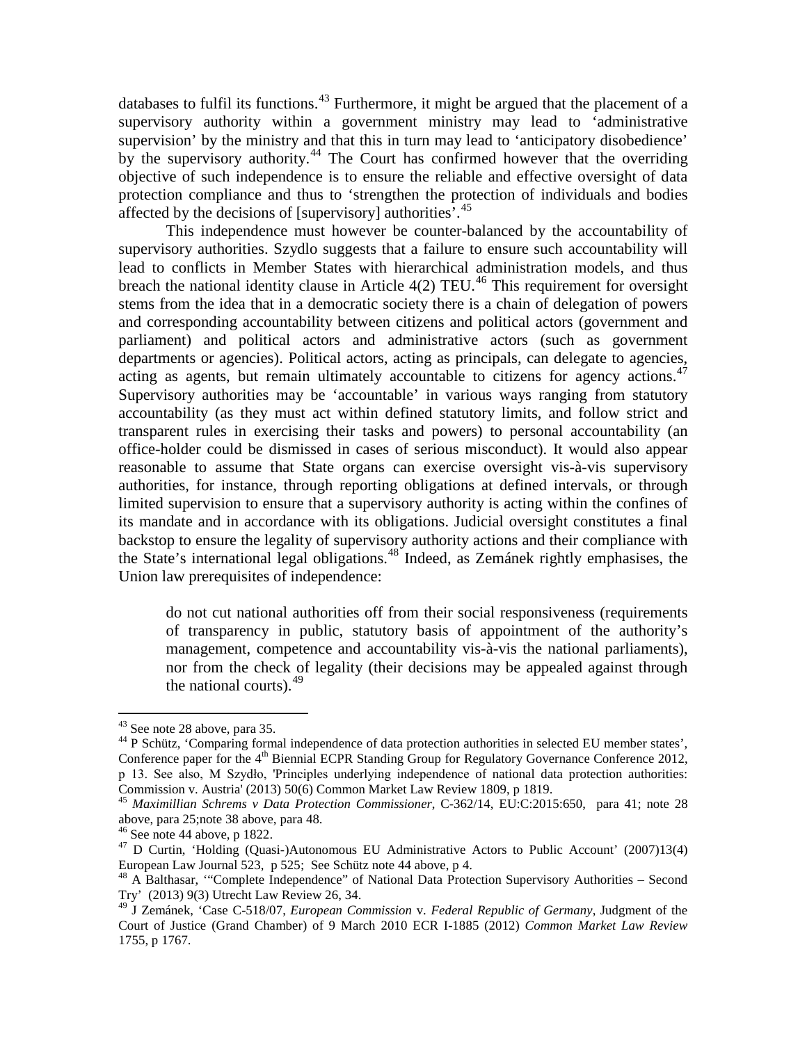databases to fulfil its functions.[43] Furthermore, it might be argued that the placement of a supervisory authority within a government ministry may lead to 'administrative supervision' by the ministry and that this in turn may lead to 'anticipatory disobedience' by the supervisory authority.[44] The Court has confirmed however that the overriding objective of such independence is to ensure the reliable and effective oversight of data protection compliance and thus to 'strengthen the protection of individuals and bodies affected by the decisions of [supervisory] authorities'.[45]

This independence must however be counter-balanced by the accountability of supervisory authorities. Szydlo suggests that a failure to ensure such accountability will lead to conflicts in Member States with hierarchical administration models, and thus breach the national identity clause in Article 4(2) TEU.[46] This requirement for oversight stems from the idea that in a democratic society there is a chain of delegation of powers and corresponding accountability between citizens and political actors (government and parliament) and political actors and administrative actors (such as government departments or agencies). Political actors, acting as principals, can delegate to agencies, acting as agents, but remain ultimately accountable to citizens for agency actions.[47] Supervisory authorities may be 'accountable' in various ways ranging from statutory accountability (as they must act within defined statutory limits, and follow strict and transparent rules in exercising their tasks and powers) to personal accountability (an office-holder could be dismissed in cases of serious misconduct). It would also appear reasonable to assume that State organs can exercise oversight vis-à-vis supervisory authorities, for instance, through reporting obligations at defined intervals, or through limited supervision to ensure that a supervisory authority is acting within the confines of its mandate and in accordance with its obligations. Judicial oversight constitutes a final backstop to ensure the legality of supervisory authority actions and their compliance with the State's international legal obligations.[48] Indeed, as Zemánek rightly emphasises, the Union law prerequisites of independence:

> do not cut national authorities off from their social responsiveness (requirements of transparency in public, statutory basis of appointment of the authority's management, competence and accountability vis-à-vis the national parliaments), nor from the check of legality (their decisions may be appealed against through the national courts).[49]

---

[43] See note 28 above, para 35.

[44] P Schütz, 'Comparing formal independence of data protection authorities in selected EU member states', Conference paper for the 4th Biennial ECPR Standing Group for Regulatory Governance Conference 2012, p 13. See also, M Szydło, 'Principles underlying independence of national data protection authorities: Commission v. Austria' (2013) 50(6) Common Market Law Review 1809, p 1819.

[45] *Maximillian Schrems v Data Protection Commissioner*, C-362/14, EU:C:2015:650, para 41; note 28 above, para 25;note 38 above, para 48.

[46] See note 44 above, p 1822.

[47] D Curtin, 'Holding (Quasi-)Autonomous EU Administrative Actors to Public Account' (2007)13(4) European Law Journal 523, p 525; See Schütz note 44 above, p 4.

[48] A Balthasar, '"Complete Independence" of National Data Protection Supervisory Authorities – Second Try' (2013) 9(3) Utrecht Law Review 26, 34.

[49] J Zemánek, 'Case C-518/07, *European Commission* v. *Federal Republic of Germany*, Judgment of the Court of Justice (Grand Chamber) of 9 March 2010 ECR I-1885 (2012) *Common Market Law Review* 1755, p 1767.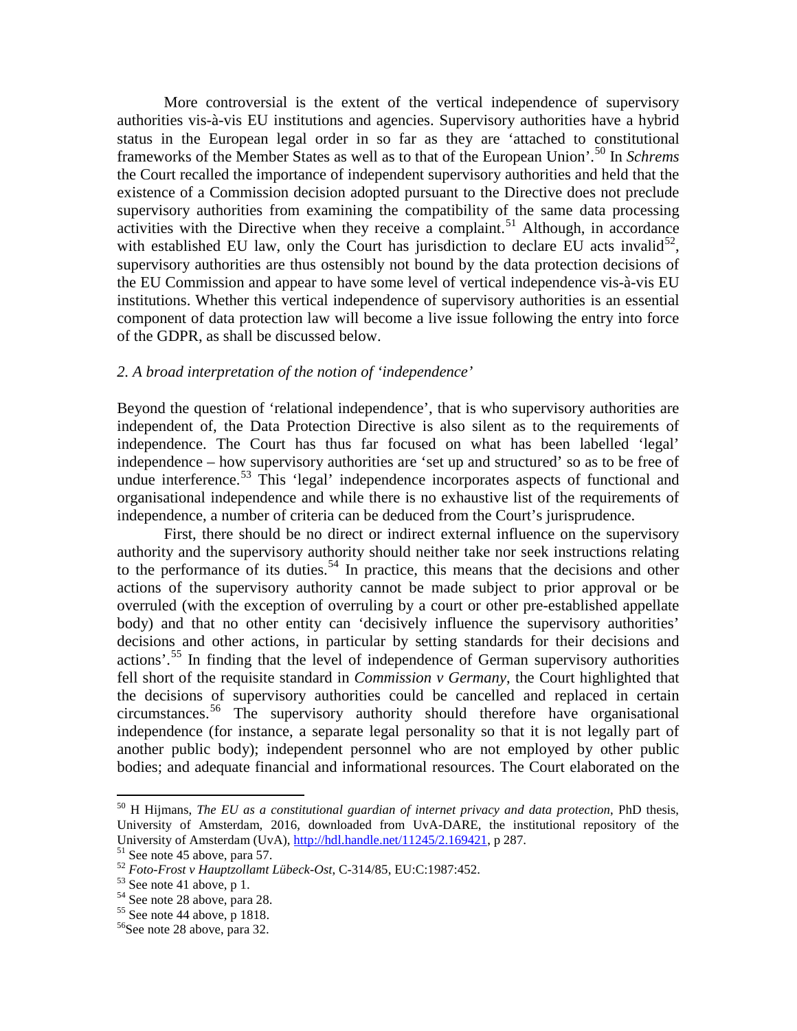More controversial is the extent of the vertical independence of supervisory authorities vis-à-vis EU institutions and agencies. Supervisory authorities have a hybrid status in the European legal order in so far as they are 'attached to constitutional frameworks of the Member States as well as to that of the European Union'.[50] In *Schrems* the Court recalled the importance of independent supervisory authorities and held that the existence of a Commission decision adopted pursuant to the Directive does not preclude supervisory authorities from examining the compatibility of the same data processing activities with the Directive when they receive a complaint.[51] Although, in accordance with established EU law, only the Court has jurisdiction to declare EU acts invalid[52], supervisory authorities are thus ostensibly not bound by the data protection decisions of the EU Commission and appear to have some level of vertical independence vis-à-vis EU institutions. Whether this vertical independence of supervisory authorities is an essential component of data protection law will become a live issue following the entry into force of the GDPR, as shall be discussed below.

### *2. A broad interpretation of the notion of 'independence'*

Beyond the question of 'relational independence', that is who supervisory authorities are independent of, the Data Protection Directive is also silent as to the requirements of independence. The Court has thus far focused on what has been labelled 'legal' independence – how supervisory authorities are 'set up and structured' so as to be free of undue interference.[53] This 'legal' independence incorporates aspects of functional and organisational independence and while there is no exhaustive list of the requirements of independence, a number of criteria can be deduced from the Court's jurisprudence.

First, there should be no direct or indirect external influence on the supervisory authority and the supervisory authority should neither take nor seek instructions relating to the performance of its duties.[54] In practice, this means that the decisions and other actions of the supervisory authority cannot be made subject to prior approval or be overruled (with the exception of overruling by a court or other pre-established appellate body) and that no other entity can 'decisively influence the supervisory authorities' decisions and other actions, in particular by setting standards for their decisions and actions'.[55] In finding that the level of independence of German supervisory authorities fell short of the requisite standard in *Commission v Germany*, the Court highlighted that the decisions of supervisory authorities could be cancelled and replaced in certain circumstances.[56] The supervisory authority should therefore have organisational independence (for instance, a separate legal personality so that it is not legally part of another public body); independent personnel who are not employed by other public bodies; and adequate financial and informational resources. The Court elaborated on the

---

[50] H Hijmans, *The EU as a constitutional guardian of internet privacy and data protection*, PhD thesis, University of Amsterdam, 2016, downloaded from UvA-DARE, the institutional repository of the University of Amsterdam (UvA), http://hdl.handle.net/11245/2.169421, p 287.

[51] See note 45 above, para 57.

[52] *Foto-Frost v Hauptzollamt Lübeck-Ost*, C-314/85, EU:C:1987:452.

[53] See note 41 above, p 1.

[54] See note 28 above, para 28.

[55] See note 44 above, p 1818.

[56] See note 28 above, para 32.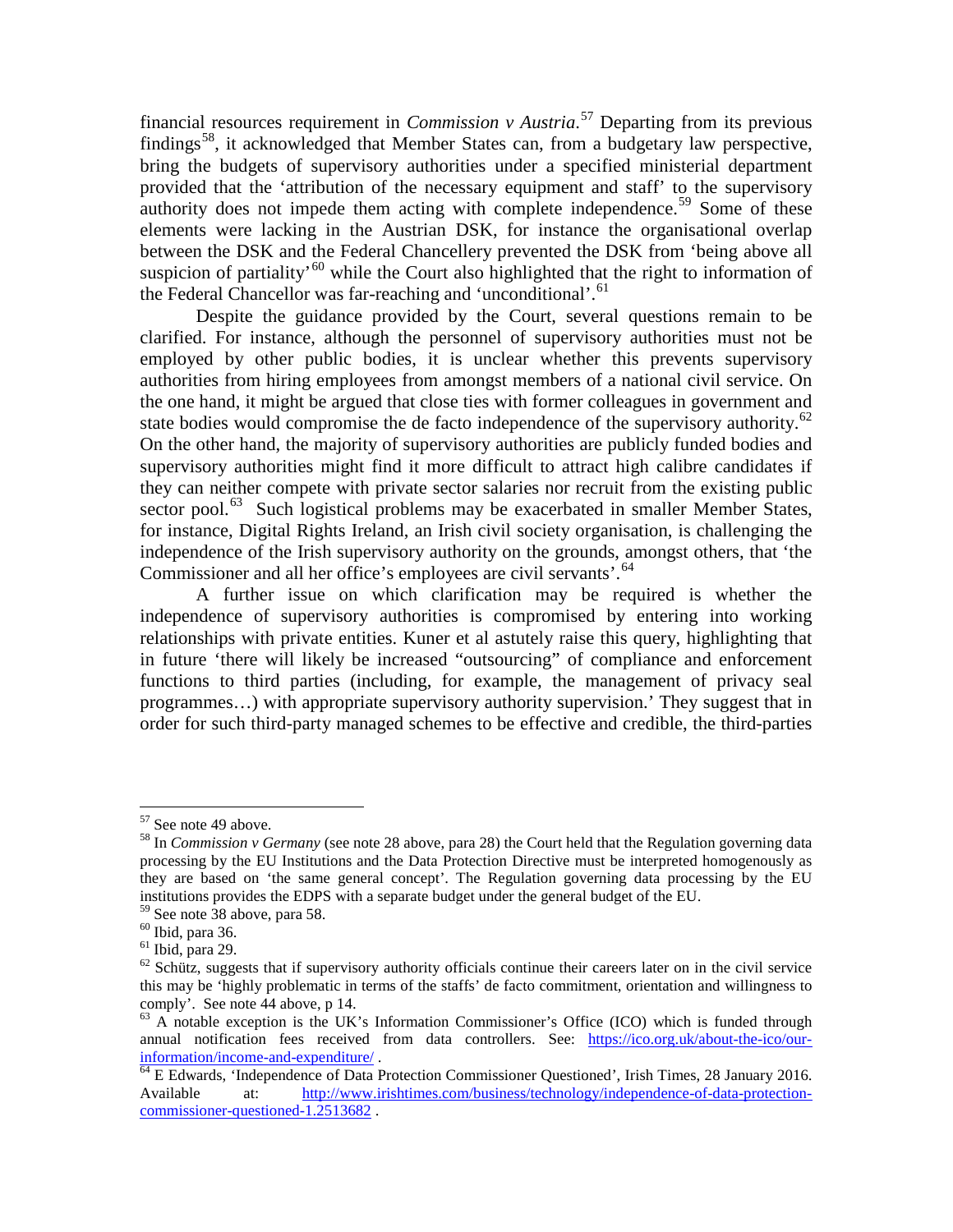financial resources requirement in *Commission v Austria*.[57] Departing from its previous findings[58], it acknowledged that Member States can, from a budgetary law perspective, bring the budgets of supervisory authorities under a specified ministerial department provided that the 'attribution of the necessary equipment and staff' to the supervisory authority does not impede them acting with complete independence.[59] Some of these elements were lacking in the Austrian DSK, for instance the organisational overlap between the DSK and the Federal Chancellery prevented the DSK from 'being above all suspicion of partiality'[60] while the Court also highlighted that the right to information of the Federal Chancellor was far-reaching and 'unconditional'.[61]

Despite the guidance provided by the Court, several questions remain to be clarified. For instance, although the personnel of supervisory authorities must not be employed by other public bodies, it is unclear whether this prevents supervisory authorities from hiring employees from amongst members of a national civil service. On the one hand, it might be argued that close ties with former colleagues in government and state bodies would compromise the de facto independence of the supervisory authority.[62] On the other hand, the majority of supervisory authorities are publicly funded bodies and supervisory authorities might find it more difficult to attract high calibre candidates if they can neither compete with private sector salaries nor recruit from the existing public sector pool.[63] Such logistical problems may be exacerbated in smaller Member States, for instance, Digital Rights Ireland, an Irish civil society organisation, is challenging the independence of the Irish supervisory authority on the grounds, amongst others, that 'the Commissioner and all her office's employees are civil servants'.[64]

A further issue on which clarification may be required is whether the independence of supervisory authorities is compromised by entering into working relationships with private entities. Kuner et al astutely raise this query, highlighting that in future 'there will likely be increased "outsourcing" of compliance and enforcement functions to third parties (including, for example, the management of privacy seal programmes…) with appropriate supervisory authority supervision.' They suggest that in order for such third-party managed schemes to be effective and credible, the third-parties

---

[57] See note 49 above.

[58] In *Commission v Germany* (see note 28 above, para 28) the Court held that the Regulation governing data processing by the EU Institutions and the Data Protection Directive must be interpreted homogenously as they are based on 'the same general concept'. The Regulation governing data processing by the EU institutions provides the EDPS with a separate budget under the general budget of the EU.

[59] See note 38 above, para 58.

[60] Ibid, para 36.

[61] Ibid, para 29.

[62] Schütz, suggests that if supervisory authority officials continue their careers later on in the civil service this may be 'highly problematic in terms of the staffs' de facto commitment, orientation and willingness to comply'. See note 44 above, p 14.

[63] A notable exception is the UK's Information Commissioner's Office (ICO) which is funded through annual notification fees received from data controllers. See: https://ico.org.uk/about-the-ico/our-information/income-and-expenditure/ .

[64] E Edwards, 'Independence of Data Protection Commissioner Questioned', Irish Times, 28 January 2016. Available at: http://www.irishtimes.com/business/technology/independence-of-data-protection-commissioner-questioned-1.2513682 .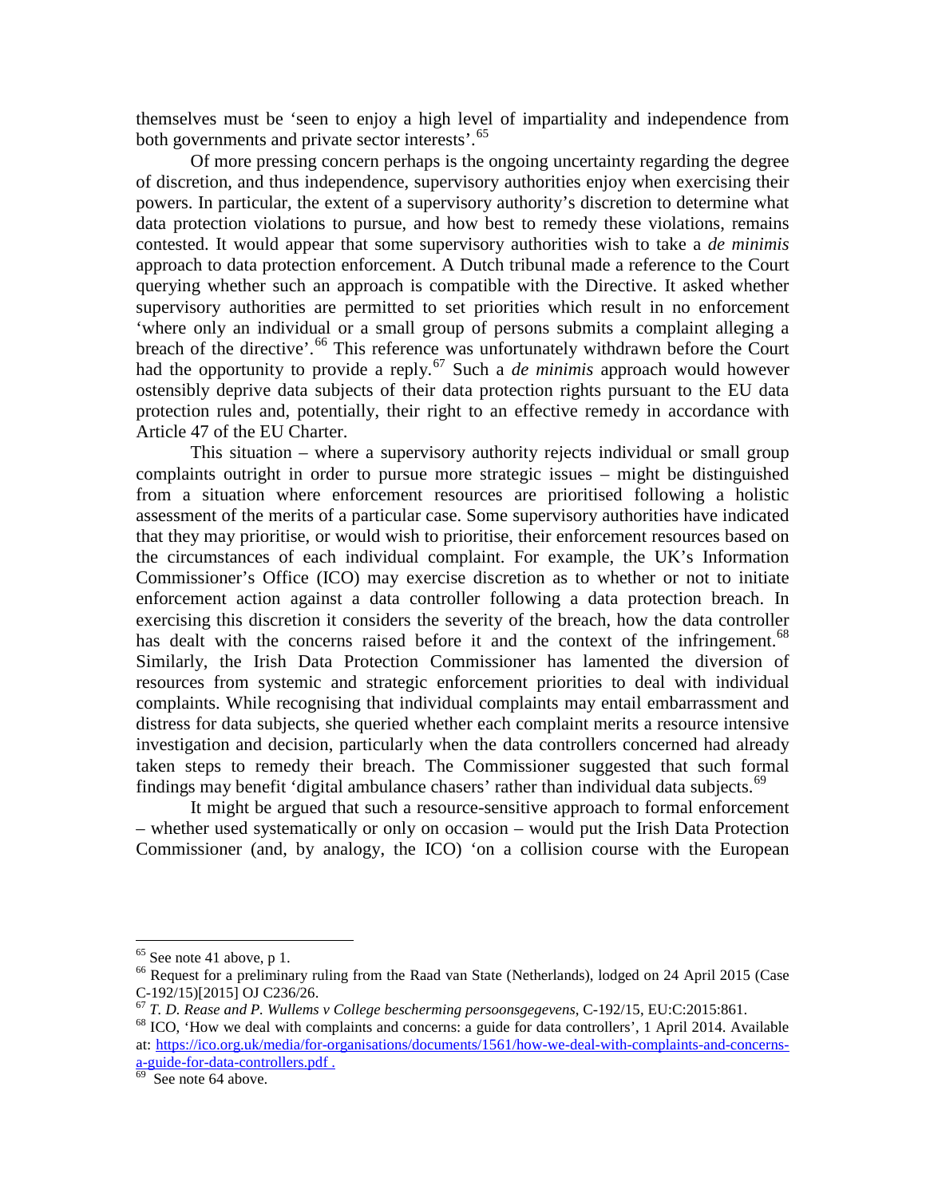themselves must be 'seen to enjoy a high level of impartiality and independence from both governments and private sector interests'.[65]

Of more pressing concern perhaps is the ongoing uncertainty regarding the degree of discretion, and thus independence, supervisory authorities enjoy when exercising their powers. In particular, the extent of a supervisory authority's discretion to determine what data protection violations to pursue, and how best to remedy these violations, remains contested. It would appear that some supervisory authorities wish to take a *de minimis* approach to data protection enforcement. A Dutch tribunal made a reference to the Court querying whether such an approach is compatible with the Directive. It asked whether supervisory authorities are permitted to set priorities which result in no enforcement 'where only an individual or a small group of persons submits a complaint alleging a breach of the directive'.[66] This reference was unfortunately withdrawn before the Court had the opportunity to provide a reply.[67] Such a *de minimis* approach would however ostensibly deprive data subjects of their data protection rights pursuant to the EU data protection rules and, potentially, their right to an effective remedy in accordance with Article 47 of the EU Charter.

This situation – where a supervisory authority rejects individual or small group complaints outright in order to pursue more strategic issues – might be distinguished from a situation where enforcement resources are prioritised following a holistic assessment of the merits of a particular case. Some supervisory authorities have indicated that they may prioritise, or would wish to prioritise, their enforcement resources based on the circumstances of each individual complaint. For example, the UK's Information Commissioner's Office (ICO) may exercise discretion as to whether or not to initiate enforcement action against a data controller following a data protection breach. In exercising this discretion it considers the severity of the breach, how the data controller has dealt with the concerns raised before it and the context of the infringement.[68] Similarly, the Irish Data Protection Commissioner has lamented the diversion of resources from systemic and strategic enforcement priorities to deal with individual complaints. While recognising that individual complaints may entail embarrassment and distress for data subjects, she queried whether each complaint merits a resource intensive investigation and decision, particularly when the data controllers concerned had already taken steps to remedy their breach. The Commissioner suggested that such formal findings may benefit 'digital ambulance chasers' rather than individual data subjects.[69]

It might be argued that such a resource-sensitive approach to formal enforcement – whether used systematically or only on occasion – would put the Irish Data Protection Commissioner (and, by analogy, the ICO) 'on a collision course with the European

---

[65] See note 41 above, p 1.

[66] Request for a preliminary ruling from the Raad van State (Netherlands), lodged on 24 April 2015 (Case C-192/15)[2015] OJ C236/26.

[67] *T. D. Rease and P. Wullems v College bescherming persoonsgegevens*, C-192/15, EU:C:2015:861.

[68] ICO, 'How we deal with complaints and concerns: a guide for data controllers', 1 April 2014. Available at: https://ico.org.uk/media/for-organisations/documents/1561/how-we-deal-with-complaints-and-concerns-a-guide-for-data-controllers.pdf .

[69] See note 64 above.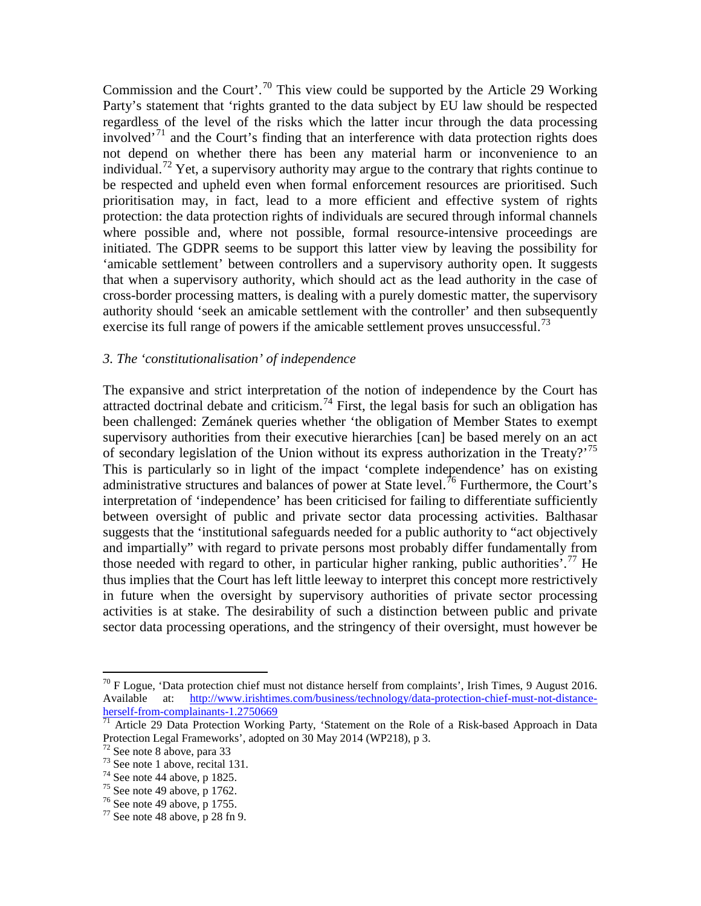Commission and the Court'.[70] This view could be supported by the Article 29 Working Party's statement that 'rights granted to the data subject by EU law should be respected regardless of the level of the risks which the latter incur through the data processing involved'[71] and the Court's finding that an interference with data protection rights does not depend on whether there has been any material harm or inconvenience to an individual.[72] Yet, a supervisory authority may argue to the contrary that rights continue to be respected and upheld even when formal enforcement resources are prioritised. Such prioritisation may, in fact, lead to a more efficient and effective system of rights protection: the data protection rights of individuals are secured through informal channels where possible and, where not possible, formal resource-intensive proceedings are initiated. The GDPR seems to be support this latter view by leaving the possibility for 'amicable settlement' between controllers and a supervisory authority open. It suggests that when a supervisory authority, which should act as the lead authority in the case of cross-border processing matters, is dealing with a purely domestic matter, the supervisory authority should 'seek an amicable settlement with the controller' and then subsequently exercise its full range of powers if the amicable settlement proves unsuccessful.[73]

### *3. The 'constitutionalisation' of independence*

The expansive and strict interpretation of the notion of independence by the Court has attracted doctrinal debate and criticism.[74] First, the legal basis for such an obligation has been challenged: Zemánek queries whether 'the obligation of Member States to exempt supervisory authorities from their executive hierarchies [can] be based merely on an act of secondary legislation of the Union without its express authorization in the Treaty?'[75] This is particularly so in light of the impact 'complete independence' has on existing administrative structures and balances of power at State level.[76] Furthermore, the Court's interpretation of 'independence' has been criticised for failing to differentiate sufficiently between oversight of public and private sector data processing activities. Balthasar suggests that the 'institutional safeguards needed for a public authority to "act objectively and impartially" with regard to private persons most probably differ fundamentally from those needed with regard to other, in particular higher ranking, public authorities'.[77] He thus implies that the Court has left little leeway to interpret this concept more restrictively in future when the oversight by supervisory authorities of private sector processing activities is at stake. The desirability of such a distinction between public and private sector data processing operations, and the stringency of their oversight, must however be

---

[70] F Logue, 'Data protection chief must not distance herself from complaints', Irish Times, 9 August 2016. Available at: http://www.irishtimes.com/business/technology/data-protection-chief-must-not-distance-herself-from-complainants-1.2750669

[71] Article 29 Data Protection Working Party, 'Statement on the Role of a Risk-based Approach in Data Protection Legal Frameworks', adopted on 30 May 2014 (WP218), p 3.

[72] See note 8 above, para 33

[73] See note 1 above, recital 131.

[74] See note 44 above, p 1825.

[75] See note 49 above, p 1762.

[76] See note 49 above, p 1755.

[77] See note 48 above, p 28 fn 9.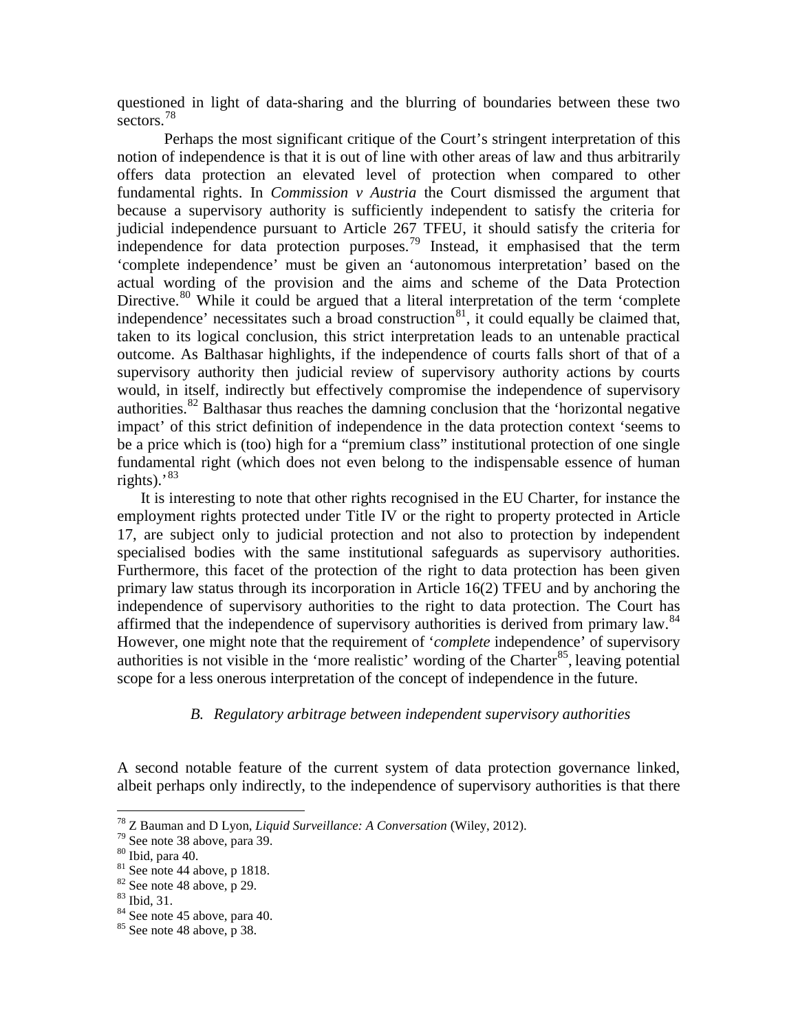questioned in light of data-sharing and the blurring of boundaries between these two sectors.[78]

Perhaps the most significant critique of the Court's stringent interpretation of this notion of independence is that it is out of line with other areas of law and thus arbitrarily offers data protection an elevated level of protection when compared to other fundamental rights. In *Commission v Austria* the Court dismissed the argument that because a supervisory authority is sufficiently independent to satisfy the criteria for judicial independence pursuant to Article 267 TFEU, it should satisfy the criteria for independence for data protection purposes.[79] Instead, it emphasised that the term 'complete independence' must be given an 'autonomous interpretation' based on the actual wording of the provision and the aims and scheme of the Data Protection Directive.[80] While it could be argued that a literal interpretation of the term 'complete independence' necessitates such a broad construction[81], it could equally be claimed that, taken to its logical conclusion, this strict interpretation leads to an untenable practical outcome. As Balthasar highlights, if the independence of courts falls short of that of a supervisory authority then judicial review of supervisory authority actions by courts would, in itself, indirectly but effectively compromise the independence of supervisory authorities.[82] Balthasar thus reaches the damning conclusion that the 'horizontal negative impact' of this strict definition of independence in the data protection context 'seems to be a price which is (too) high for a "premium class" institutional protection of one single fundamental right (which does not even belong to the indispensable essence of human rights).'[83]

It is interesting to note that other rights recognised in the EU Charter, for instance the employment rights protected under Title IV or the right to property protected in Article 17, are subject only to judicial protection and not also to protection by independent specialised bodies with the same institutional safeguards as supervisory authorities. Furthermore, this facet of the protection of the right to data protection has been given primary law status through its incorporation in Article 16(2) TFEU and by anchoring the independence of supervisory authorities to the right to data protection. The Court has affirmed that the independence of supervisory authorities is derived from primary law.[84] However, one might note that the requirement of '*complete* independence' of supervisory authorities is not visible in the 'more realistic' wording of the Charter[85], leaving potential scope for a less onerous interpretation of the concept of independence in the future.

### *B. Regulatory arbitrage between independent supervisory authorities*

A second notable feature of the current system of data protection governance linked, albeit perhaps only indirectly, to the independence of supervisory authorities is that there

---

[78] Z Bauman and D Lyon, *Liquid Surveillance: A Conversation* (Wiley, 2012).
[79] See note 38 above, para 39.
[80] Ibid, para 40.
[81] See note 44 above, p 1818.
[82] See note 48 above, p 29.
[83] Ibid, 31.
[84] See note 45 above, para 40.
[85] See note 48 above, p 38.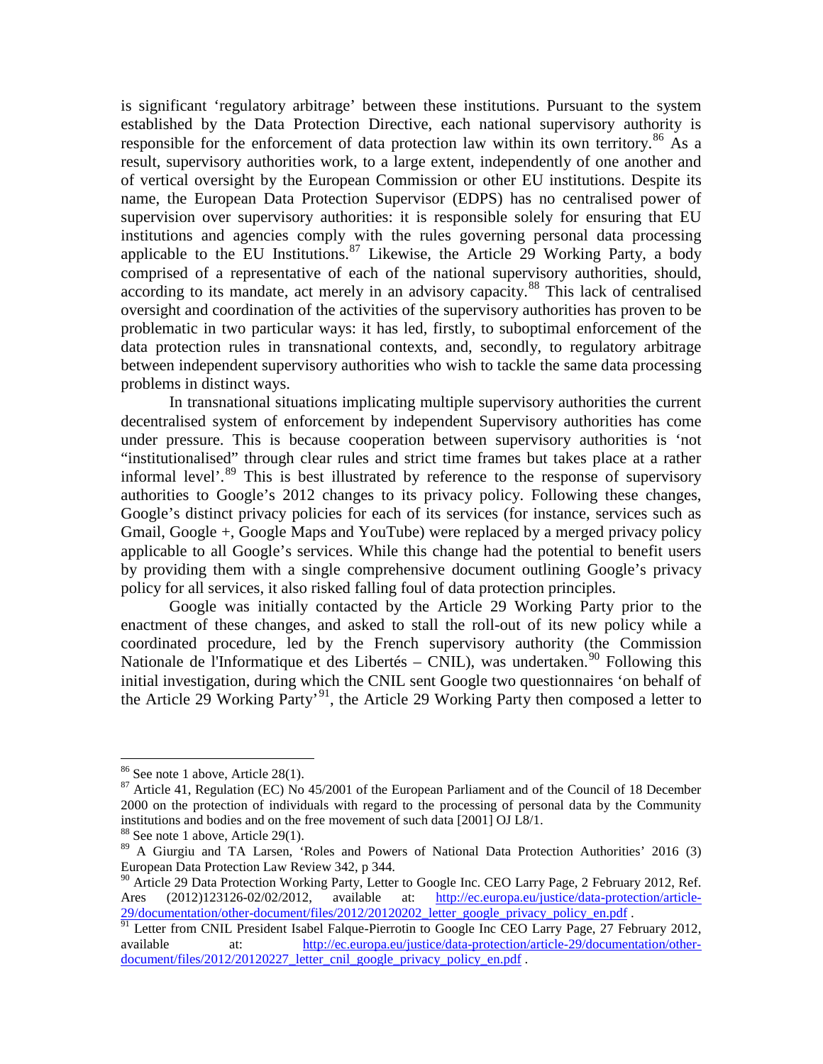is significant 'regulatory arbitrage' between these institutions. Pursuant to the system established by the Data Protection Directive, each national supervisory authority is responsible for the enforcement of data protection law within its own territory.[86] As a result, supervisory authorities work, to a large extent, independently of one another and of vertical oversight by the European Commission or other EU institutions. Despite its name, the European Data Protection Supervisor (EDPS) has no centralised power of supervision over supervisory authorities: it is responsible solely for ensuring that EU institutions and agencies comply with the rules governing personal data processing applicable to the EU Institutions.[87] Likewise, the Article 29 Working Party, a body comprised of a representative of each of the national supervisory authorities, should, according to its mandate, act merely in an advisory capacity.[88] This lack of centralised oversight and coordination of the activities of the supervisory authorities has proven to be problematic in two particular ways: it has led, firstly, to suboptimal enforcement of the data protection rules in transnational contexts, and, secondly, to regulatory arbitrage between independent supervisory authorities who wish to tackle the same data processing problems in distinct ways.

In transnational situations implicating multiple supervisory authorities the current decentralised system of enforcement by independent Supervisory authorities has come under pressure. This is because cooperation between supervisory authorities is 'not "institutionalised" through clear rules and strict time frames but takes place at a rather informal level'.[89] This is best illustrated by reference to the response of supervisory authorities to Google's 2012 changes to its privacy policy. Following these changes, Google's distinct privacy policies for each of its services (for instance, services such as Gmail, Google +, Google Maps and YouTube) were replaced by a merged privacy policy applicable to all Google's services. While this change had the potential to benefit users by providing them with a single comprehensive document outlining Google's privacy policy for all services, it also risked falling foul of data protection principles.

Google was initially contacted by the Article 29 Working Party prior to the enactment of these changes, and asked to stall the roll-out of its new policy while a coordinated procedure, led by the French supervisory authority (the Commission Nationale de l'Informatique et des Libertés – CNIL), was undertaken.[90] Following this initial investigation, during which the CNIL sent Google two questionnaires 'on behalf of the Article 29 Working Party'[91], the Article 29 Working Party then composed a letter to

---

[86] See note 1 above, Article 28(1).

[87] Article 41, Regulation (EC) No 45/2001 of the European Parliament and of the Council of 18 December 2000 on the protection of individuals with regard to the processing of personal data by the Community institutions and bodies and on the free movement of such data [2001] OJ L8/1.

[88] See note 1 above, Article 29(1).

[89] A Giurgiu and TA Larsen, 'Roles and Powers of National Data Protection Authorities' 2016 (3) European Data Protection Law Review 342, p 344.

[90] Article 29 Data Protection Working Party, Letter to Google Inc. CEO Larry Page, 2 February 2012, Ref. Ares (2012)123126-02/02/2012, available at: http://ec.europa.eu/justice/data-protection/article-29/documentation/other-document/files/2012/20120202_letter_google_privacy_policy_en.pdf .

[91] Letter from CNIL President Isabel Falque-Pierrotin to Google Inc CEO Larry Page, 27 February 2012, available at: http://ec.europa.eu/justice/data-protection/article-29/documentation/other-document/files/2012/20120227_letter_cnil_google_privacy_policy_en.pdf .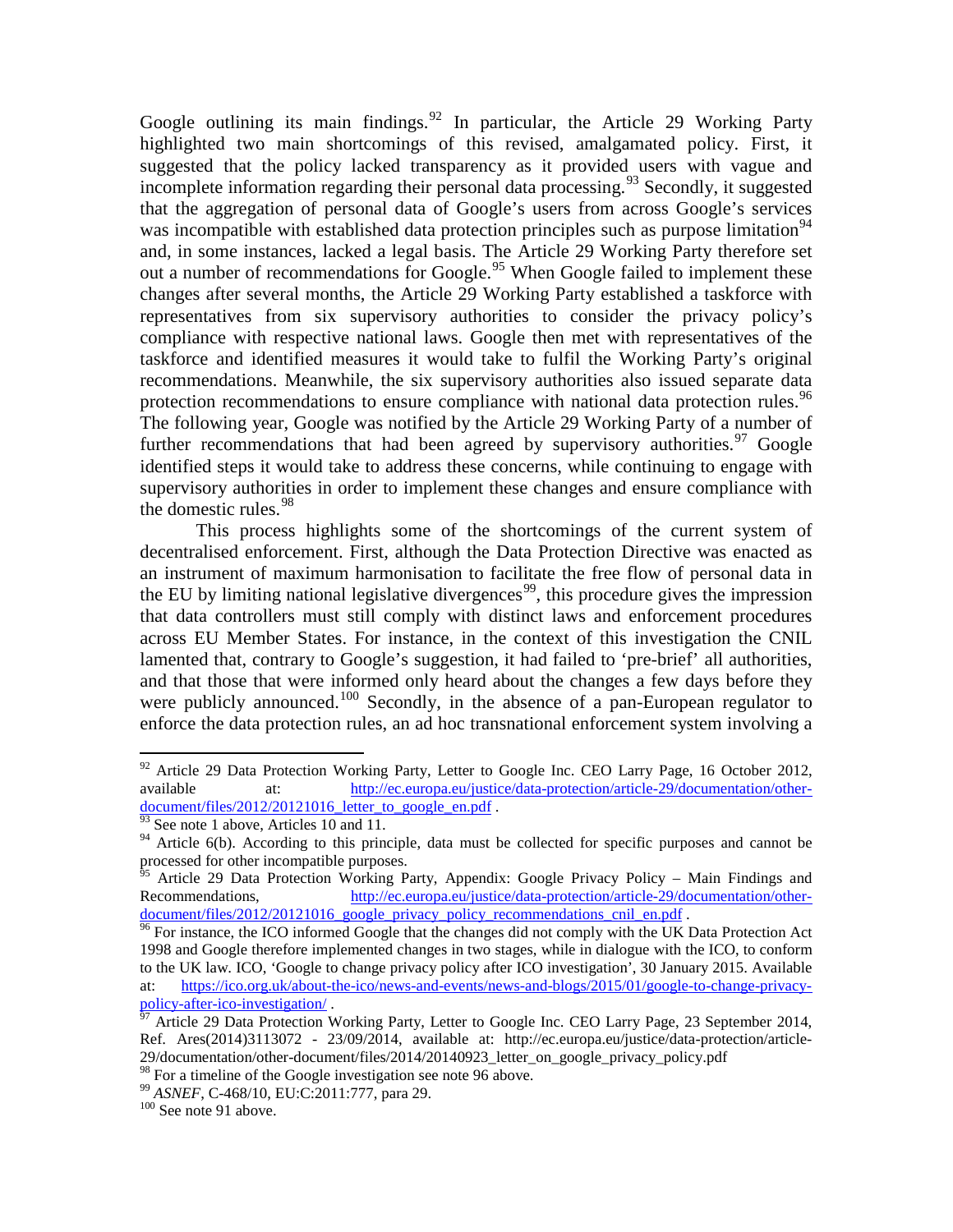Google outlining its main findings.[92] In particular, the Article 29 Working Party highlighted two main shortcomings of this revised, amalgamated policy. First, it suggested that the policy lacked transparency as it provided users with vague and incomplete information regarding their personal data processing.[93] Secondly, it suggested that the aggregation of personal data of Google's users from across Google's services was incompatible with established data protection principles such as purpose limitation[94] and, in some instances, lacked a legal basis. The Article 29 Working Party therefore set out a number of recommendations for Google.[95] When Google failed to implement these changes after several months, the Article 29 Working Party established a taskforce with representatives from six supervisory authorities to consider the privacy policy's compliance with respective national laws. Google then met with representatives of the taskforce and identified measures it would take to fulfil the Working Party's original recommendations. Meanwhile, the six supervisory authorities also issued separate data protection recommendations to ensure compliance with national data protection rules.[96] The following year, Google was notified by the Article 29 Working Party of a number of further recommendations that had been agreed by supervisory authorities.[97] Google identified steps it would take to address these concerns, while continuing to engage with supervisory authorities in order to implement these changes and ensure compliance with the domestic rules.[98]

This process highlights some of the shortcomings of the current system of decentralised enforcement. First, although the Data Protection Directive was enacted as an instrument of maximum harmonisation to facilitate the free flow of personal data in the EU by limiting national legislative divergences[99], this procedure gives the impression that data controllers must still comply with distinct laws and enforcement procedures across EU Member States. For instance, in the context of this investigation the CNIL lamented that, contrary to Google's suggestion, it had failed to 'pre-brief' all authorities, and that those that were informed only heard about the changes a few days before they were publicly announced.[100] Secondly, in the absence of a pan-European regulator to enforce the data protection rules, an ad hoc transnational enforcement system involving a

---

[92] Article 29 Data Protection Working Party, Letter to Google Inc. CEO Larry Page, 16 October 2012, available at: http://ec.europa.eu/justice/data-protection/article-29/documentation/other-document/files/2012/20121016_letter_to_google_en.pdf .

[93] See note 1 above, Articles 10 and 11.

[94] Article 6(b). According to this principle, data must be collected for specific purposes and cannot be processed for other incompatible purposes.

[95] Article 29 Data Protection Working Party, Appendix: Google Privacy Policy – Main Findings and Recommendations, http://ec.europa.eu/justice/data-protection/article-29/documentation/other-document/files/2012/20121016_google_privacy_policy_recommendations_cnil_en.pdf .

[96] For instance, the ICO informed Google that the changes did not comply with the UK Data Protection Act 1998 and Google therefore implemented changes in two stages, while in dialogue with the ICO, to conform to the UK law. ICO, 'Google to change privacy policy after ICO investigation', 30 January 2015. Available at: https://ico.org.uk/about-the-ico/news-and-events/news-and-blogs/2015/01/google-to-change-privacy-policy-after-ico-investigation/ .

[97] Article 29 Data Protection Working Party, Letter to Google Inc. CEO Larry Page, 23 September 2014, Ref. Ares(2014)3113072 - 23/09/2014, available at: http://ec.europa.eu/justice/data-protection/article-29/documentation/other-document/files/2014/20140923_letter_on_google_privacy_policy.pdf

[98] For a timeline of the Google investigation see note 96 above.

[99] *ASNEF*, C-468/10, EU:C:2011:777, para 29.

[100] See note 91 above.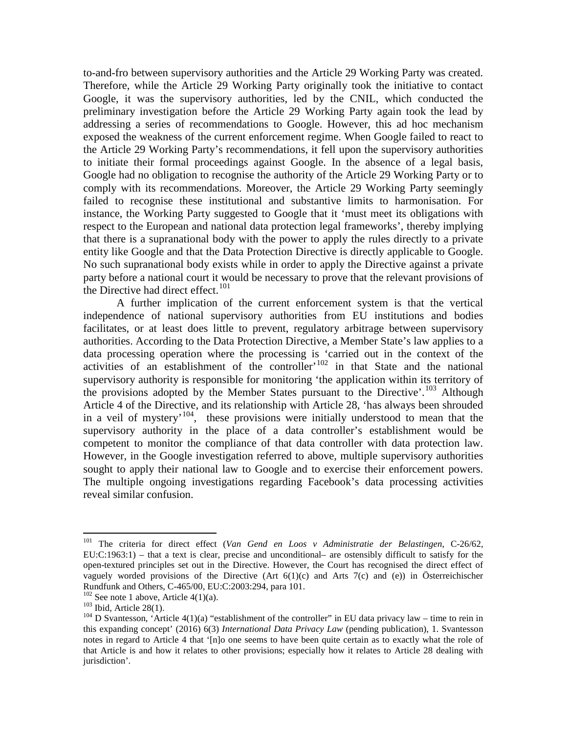to-and-fro between supervisory authorities and the Article 29 Working Party was created. Therefore, while the Article 29 Working Party originally took the initiative to contact Google, it was the supervisory authorities, led by the CNIL, which conducted the preliminary investigation before the Article 29 Working Party again took the lead by addressing a series of recommendations to Google. However, this ad hoc mechanism exposed the weakness of the current enforcement regime. When Google failed to react to the Article 29 Working Party's recommendations, it fell upon the supervisory authorities to initiate their formal proceedings against Google. In the absence of a legal basis, Google had no obligation to recognise the authority of the Article 29 Working Party or to comply with its recommendations. Moreover, the Article 29 Working Party seemingly failed to recognise these institutional and substantive limits to harmonisation. For instance, the Working Party suggested to Google that it 'must meet its obligations with respect to the European and national data protection legal frameworks', thereby implying that there is a supranational body with the power to apply the rules directly to a private entity like Google and that the Data Protection Directive is directly applicable to Google. No such supranational body exists while in order to apply the Directive against a private party before a national court it would be necessary to prove that the relevant provisions of the Directive had direct effect.[101]

A further implication of the current enforcement system is that the vertical independence of national supervisory authorities from EU institutions and bodies facilitates, or at least does little to prevent, regulatory arbitrage between supervisory authorities. According to the Data Protection Directive, a Member State's law applies to a data processing operation where the processing is 'carried out in the context of the activities of an establishment of the controller'[102] in that State and the national supervisory authority is responsible for monitoring 'the application within its territory of the provisions adopted by the Member States pursuant to the Directive'.[103] Although Article 4 of the Directive, and its relationship with Article 28, 'has always been shrouded in a veil of mystery'[104], these provisions were initially understood to mean that the supervisory authority in the place of a data controller's establishment would be competent to monitor the compliance of that data controller with data protection law. However, in the Google investigation referred to above, multiple supervisory authorities sought to apply their national law to Google and to exercise their enforcement powers. The multiple ongoing investigations regarding Facebook's data processing activities reveal similar confusion.

---

[101] The criteria for direct effect (*Van Gend en Loos v Administratie der Belastingen*, C-26/62, EU:C:1963:1) – that a text is clear, precise and unconditional– are ostensibly difficult to satisfy for the open-textured principles set out in the Directive. However, the Court has recognised the direct effect of vaguely worded provisions of the Directive (Art 6(1)(c) and Arts 7(c) and (e)) in Österreichischer Rundfunk and Others, C-465/00, EU:C:2003:294, para 101.

[102] See note 1 above, Article 4(1)(a).

[103] Ibid, Article 28(1).

[104] D Svantesson, 'Article 4(1)(a) "establishment of the controller" in EU data privacy law – time to rein in this expanding concept' (2016) 6(3) *International Data Privacy Law* (pending publication), 1. Svantesson notes in regard to Article 4 that '[n]o one seems to have been quite certain as to exactly what the role of that Article is and how it relates to other provisions; especially how it relates to Article 28 dealing with jurisdiction'.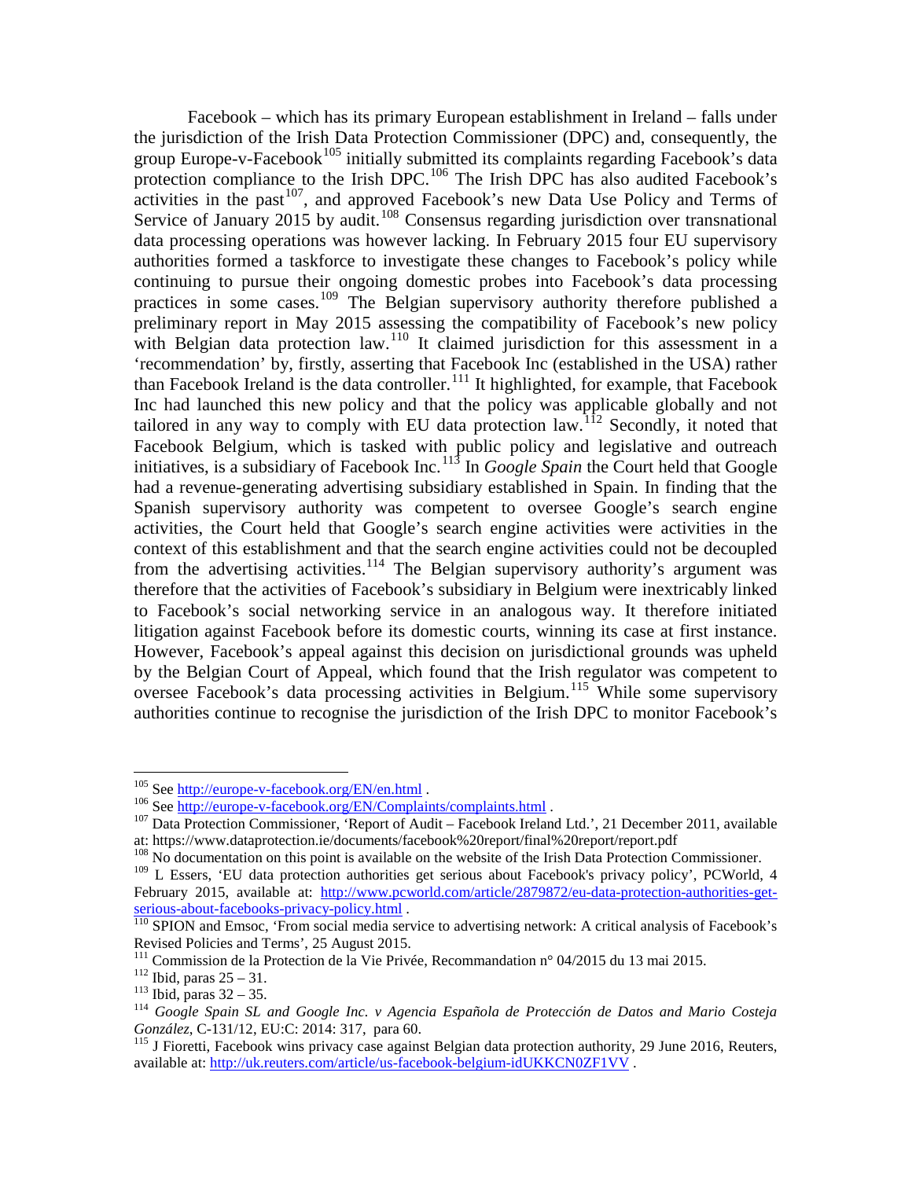Facebook – which has its primary European establishment in Ireland – falls under the jurisdiction of the Irish Data Protection Commissioner (DPC) and, consequently, the group Europe-v-Facebook[105] initially submitted its complaints regarding Facebook's data protection compliance to the Irish DPC.[106] The Irish DPC has also audited Facebook's activities in the past[107], and approved Facebook's new Data Use Policy and Terms of Service of January 2015 by audit.[108] Consensus regarding jurisdiction over transnational data processing operations was however lacking. In February 2015 four EU supervisory authorities formed a taskforce to investigate these changes to Facebook's policy while continuing to pursue their ongoing domestic probes into Facebook's data processing practices in some cases.[109] The Belgian supervisory authority therefore published a preliminary report in May 2015 assessing the compatibility of Facebook's new policy with Belgian data protection law.[110] It claimed jurisdiction for this assessment in a 'recommendation' by, firstly, asserting that Facebook Inc (established in the USA) rather than Facebook Ireland is the data controller.[111] It highlighted, for example, that Facebook Inc had launched this new policy and that the policy was applicable globally and not tailored in any way to comply with EU data protection law.[112] Secondly, it noted that Facebook Belgium, which is tasked with public policy and legislative and outreach initiatives, is a subsidiary of Facebook Inc.[113] In *Google Spain* the Court held that Google had a revenue-generating advertising subsidiary established in Spain. In finding that the Spanish supervisory authority was competent to oversee Google's search engine activities, the Court held that Google's search engine activities were activities in the context of this establishment and that the search engine activities could not be decoupled from the advertising activities.[114] The Belgian supervisory authority's argument was therefore that the activities of Facebook's subsidiary in Belgium were inextricably linked to Facebook's social networking service in an analogous way. It therefore initiated litigation against Facebook before its domestic courts, winning its case at first instance. However, Facebook's appeal against this decision on jurisdictional grounds was upheld by the Belgian Court of Appeal, which found that the Irish regulator was competent to oversee Facebook's data processing activities in Belgium.[115] While some supervisory authorities continue to recognise the jurisdiction of the Irish DPC to monitor Facebook's

---

[105] See http://europe-v-facebook.org/EN/en.html .

[106] See http://europe-v-facebook.org/EN/Complaints/complaints.html .

[107] Data Protection Commissioner, 'Report of Audit – Facebook Ireland Ltd.', 21 December 2011, available at: https://www.dataprotection.ie/documents/facebook%20report/final%20report/report.pdf

[108] No documentation on this point is available on the website of the Irish Data Protection Commissioner.

[109] L Essers, 'EU data protection authorities get serious about Facebook's privacy policy', PCWorld, 4 February 2015, available at: http://www.pcworld.com/article/2879872/eu-data-protection-authorities-get-serious-about-facebooks-privacy-policy.html .

[110] SPION and Emsoc, 'From social media service to advertising network: A critical analysis of Facebook's Revised Policies and Terms', 25 August 2015.

[111] Commission de la Protection de la Vie Privée, Recommandation n° 04/2015 du 13 mai 2015.

[112] Ibid, paras 25 – 31.

[113] Ibid, paras 32 – 35.

[114] *Google Spain SL and Google Inc. v Agencia Española de Protección de Datos and Mario Costeja González*, C-131/12, EU:C: 2014: 317, para 60.

[115] J Fioretti, Facebook wins privacy case against Belgian data protection authority, 29 June 2016, Reuters, available at: http://uk.reuters.com/article/us-facebook-belgium-idUKKCN0ZF1VV .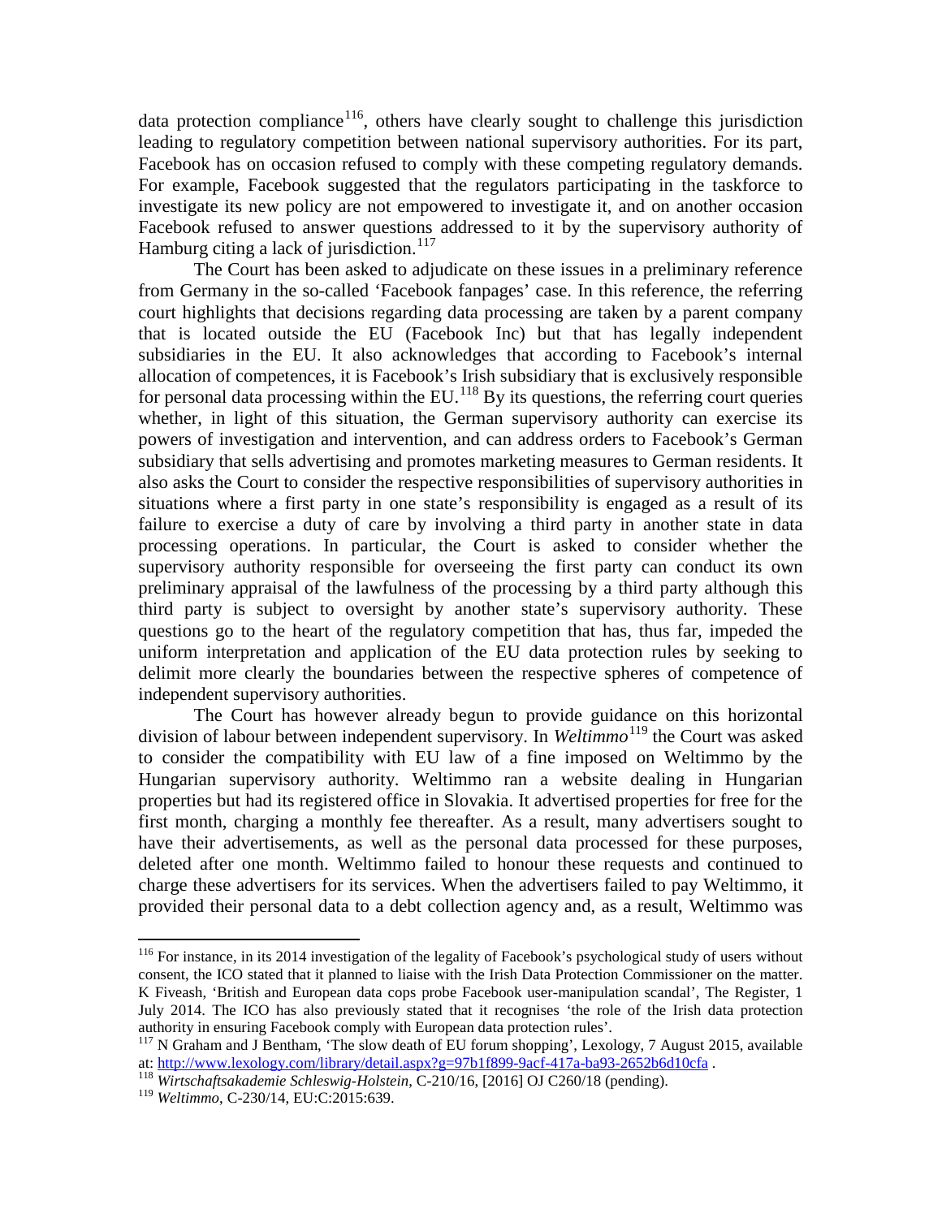data protection compliance[116], others have clearly sought to challenge this jurisdiction leading to regulatory competition between national supervisory authorities. For its part, Facebook has on occasion refused to comply with these competing regulatory demands. For example, Facebook suggested that the regulators participating in the taskforce to investigate its new policy are not empowered to investigate it, and on another occasion Facebook refused to answer questions addressed to it by the supervisory authority of Hamburg citing a lack of jurisdiction.[117]

The Court has been asked to adjudicate on these issues in a preliminary reference from Germany in the so-called 'Facebook fanpages' case. In this reference, the referring court highlights that decisions regarding data processing are taken by a parent company that is located outside the EU (Facebook Inc) but that has legally independent subsidiaries in the EU. It also acknowledges that according to Facebook's internal allocation of competences, it is Facebook's Irish subsidiary that is exclusively responsible for personal data processing within the EU.[118] By its questions, the referring court queries whether, in light of this situation, the German supervisory authority can exercise its powers of investigation and intervention, and can address orders to Facebook's German subsidiary that sells advertising and promotes marketing measures to German residents. It also asks the Court to consider the respective responsibilities of supervisory authorities in situations where a first party in one state's responsibility is engaged as a result of its failure to exercise a duty of care by involving a third party in another state in data processing operations. In particular, the Court is asked to consider whether the supervisory authority responsible for overseeing the first party can conduct its own preliminary appraisal of the lawfulness of the processing by a third party although this third party is subject to oversight by another state's supervisory authority. These questions go to the heart of the regulatory competition that has, thus far, impeded the uniform interpretation and application of the EU data protection rules by seeking to delimit more clearly the boundaries between the respective spheres of competence of independent supervisory authorities.

The Court has however already begun to provide guidance on this horizontal division of labour between independent supervisory. In *Weltimmo*[119] the Court was asked to consider the compatibility with EU law of a fine imposed on Weltimmo by the Hungarian supervisory authority. Weltimmo ran a website dealing in Hungarian properties but had its registered office in Slovakia. It advertised properties for free for the first month, charging a monthly fee thereafter. As a result, many advertisers sought to have their advertisements, as well as the personal data processed for these purposes, deleted after one month. Weltimmo failed to honour these requests and continued to charge these advertisers for its services. When the advertisers failed to pay Weltimmo, it provided their personal data to a debt collection agency and, as a result, Weltimmo was

---

[116] For instance, in its 2014 investigation of the legality of Facebook's psychological study of users without consent, the ICO stated that it planned to liaise with the Irish Data Protection Commissioner on the matter. K Fiveash, 'British and European data cops probe Facebook user-manipulation scandal', The Register, 1 July 2014. The ICO has also previously stated that it recognises 'the role of the Irish data protection authority in ensuring Facebook comply with European data protection rules'.

[117] N Graham and J Bentham, 'The slow death of EU forum shopping', Lexology, 7 August 2015, available at: http://www.lexology.com/library/detail.aspx?g=97b1f899-9acf-417a-ba93-2652b6d10cfa .

[118] *Wirtschaftsakademie Schleswig-Holstein*, C-210/16, [2016] OJ C260/18 (pending).

[119] *Weltimmo*, C-230/14, EU:C:2015:639.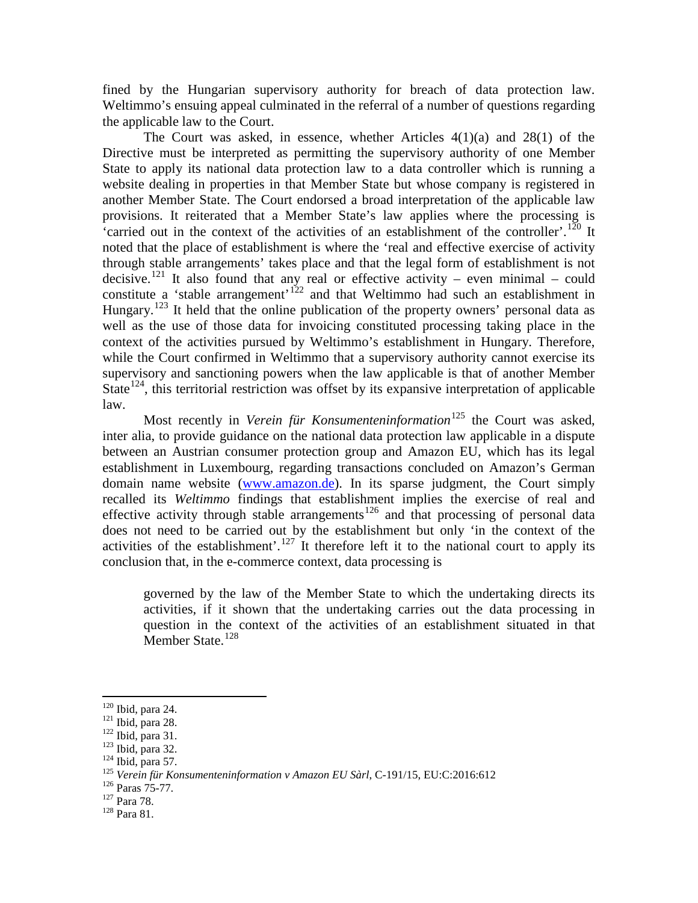fined by the Hungarian supervisory authority for breach of data protection law. Weltimmo's ensuing appeal culminated in the referral of a number of questions regarding the applicable law to the Court.

The Court was asked, in essence, whether Articles 4(1)(a) and 28(1) of the Directive must be interpreted as permitting the supervisory authority of one Member State to apply its national data protection law to a data controller which is running a website dealing in properties in that Member State but whose company is registered in another Member State. The Court endorsed a broad interpretation of the applicable law provisions. It reiterated that a Member State's law applies where the processing is 'carried out in the context of the activities of an establishment of the controller'.[120] It noted that the place of establishment is where the 'real and effective exercise of activity through stable arrangements' takes place and that the legal form of establishment is not decisive.[121] It also found that any real or effective activity – even minimal – could constitute a 'stable arrangement'[122] and that Weltimmo had such an establishment in Hungary.[123] It held that the online publication of the property owners' personal data as well as the use of those data for invoicing constituted processing taking place in the context of the activities pursued by Weltimmo's establishment in Hungary. Therefore, while the Court confirmed in Weltimmo that a supervisory authority cannot exercise its supervisory and sanctioning powers when the law applicable is that of another Member State[124], this territorial restriction was offset by its expansive interpretation of applicable law.

Most recently in *Verein für Konsumenteninformation*[125] the Court was asked, inter alia, to provide guidance on the national data protection law applicable in a dispute between an Austrian consumer protection group and Amazon EU, which has its legal establishment in Luxembourg, regarding transactions concluded on Amazon's German domain name website (www.amazon.de). In its sparse judgment, the Court simply recalled its *Weltimmo* findings that establishment implies the exercise of real and effective activity through stable arrangements[126] and that processing of personal data does not need to be carried out by the establishment but only 'in the context of the activities of the establishment'.[127] It therefore left it to the national court to apply its conclusion that, in the e-commerce context, data processing is

> governed by the law of the Member State to which the undertaking directs its activities, if it shown that the undertaking carries out the data processing in question in the context of the activities of an establishment situated in that Member State.[128]

---

[120] Ibid, para 24.
[121] Ibid, para 28.
[122] Ibid, para 31.
[123] Ibid, para 32.
[124] Ibid, para 57.
[125] *Verein für Konsumenteninformation v Amazon EU Sàrl*, C-191/15, EU:C:2016:612
[126] Paras 75-77.
[127] Para 78.
[128] Para 81.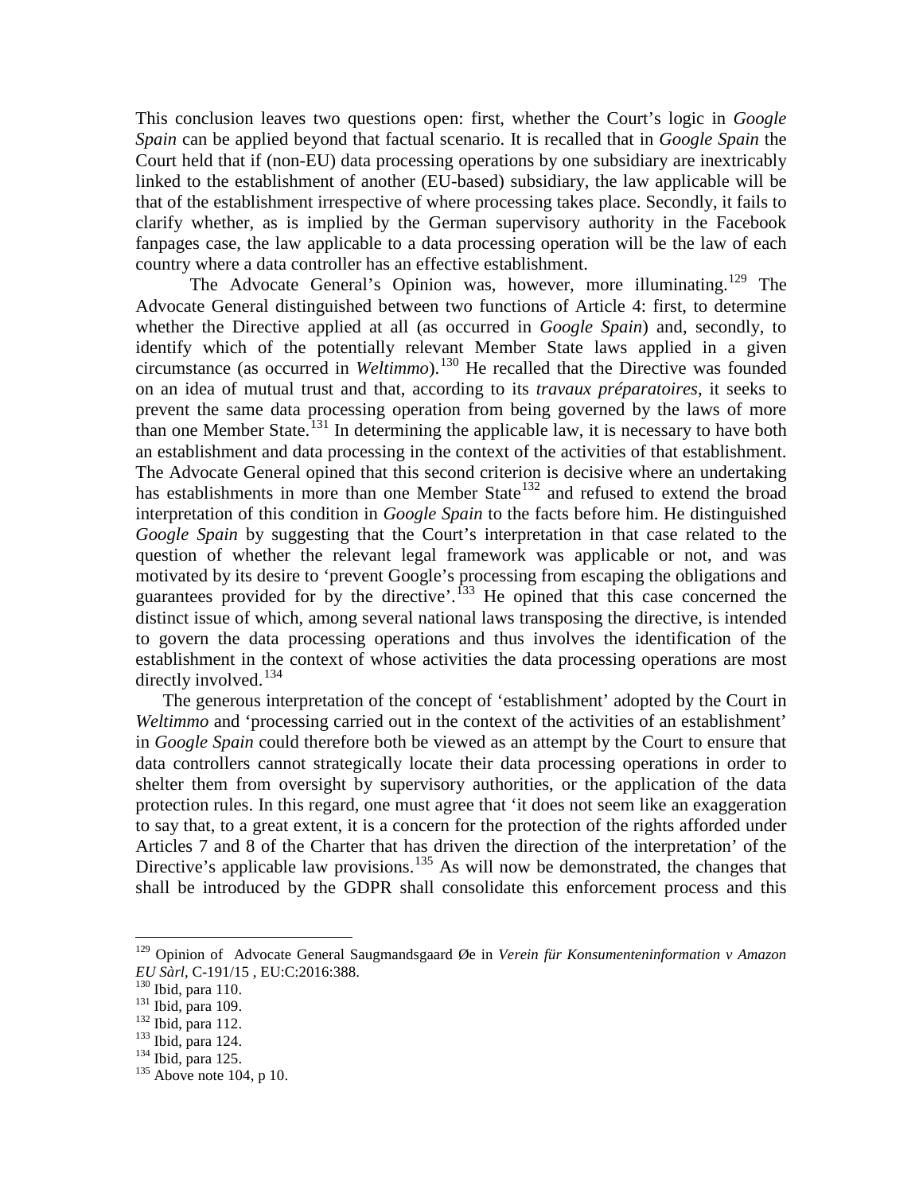This conclusion leaves two questions open: first, whether the Court's logic in *Google Spain* can be applied beyond that factual scenario. It is recalled that in *Google Spain* the Court held that if (non-EU) data processing operations by one subsidiary are inextricably linked to the establishment of another (EU-based) subsidiary, the law applicable will be that of the establishment irrespective of where processing takes place. Secondly, it fails to clarify whether, as is implied by the German supervisory authority in the Facebook fanpages case, the law applicable to a data processing operation will be the law of each country where a data controller has an effective establishment.

The Advocate General's Opinion was, however, more illuminating.[129] The Advocate General distinguished between two functions of Article 4: first, to determine whether the Directive applied at all (as occurred in *Google Spain*) and, secondly, to identify which of the potentially relevant Member State laws applied in a given circumstance (as occurred in *Weltimmo*).[130] He recalled that the Directive was founded on an idea of mutual trust and that, according to its *travaux préparatoires*, it seeks to prevent the same data processing operation from being governed by the laws of more than one Member State.[131] In determining the applicable law, it is necessary to have both an establishment and data processing in the context of the activities of that establishment. The Advocate General opined that this second criterion is decisive where an undertaking has establishments in more than one Member State[132] and refused to extend the broad interpretation of this condition in *Google Spain* to the facts before him. He distinguished *Google Spain* by suggesting that the Court's interpretation in that case related to the question of whether the relevant legal framework was applicable or not, and was motivated by its desire to 'prevent Google's processing from escaping the obligations and guarantees provided for by the directive'.[133] He opined that this case concerned the distinct issue of which, among several national laws transposing the directive, is intended to govern the data processing operations and thus involves the identification of the establishment in the context of whose activities the data processing operations are most directly involved.[134]

The generous interpretation of the concept of 'establishment' adopted by the Court in *Weltimmo* and 'processing carried out in the context of the activities of an establishment' in *Google Spain* could therefore both be viewed as an attempt by the Court to ensure that data controllers cannot strategically locate their data processing operations in order to shelter them from oversight by supervisory authorities, or the application of the data protection rules. In this regard, one must agree that 'it does not seem like an exaggeration to say that, to a great extent, it is a concern for the protection of the rights afforded under Articles 7 and 8 of the Charter that has driven the direction of the interpretation' of the Directive's applicable law provisions.[135] As will now be demonstrated, the changes that shall be introduced by the GDPR shall consolidate this enforcement process and this

---

[129] Opinion of Advocate General Saugmandsgaard Øe in *Verein für Konsumenteninformation v Amazon EU Sàrl*, C-191/15 , EU:C:2016:388.

[130] Ibid, para 110.

[131] Ibid, para 109.

[132] Ibid, para 112.

[133] Ibid, para 124.

[134] Ibid, para 125.

[135] Above note 104, p 10.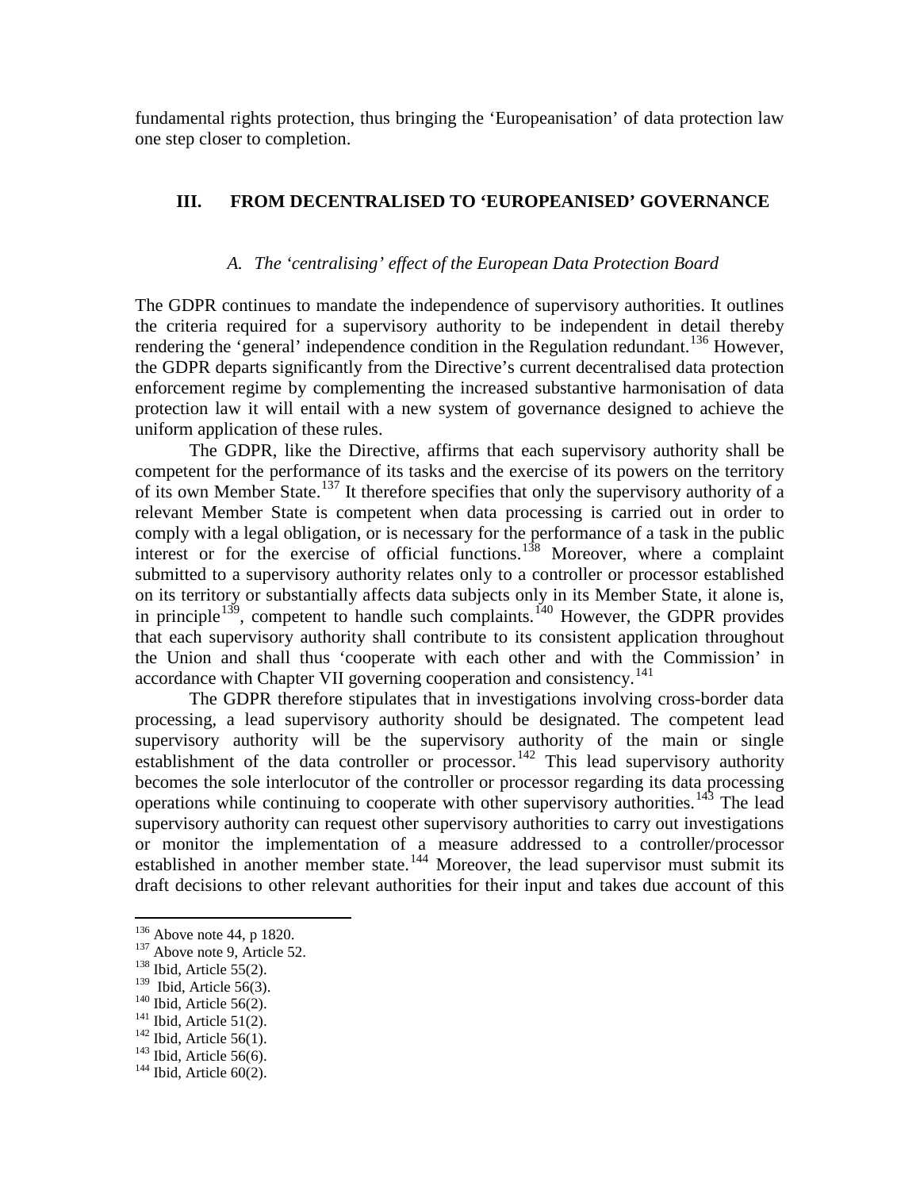fundamental rights protection, thus bringing the 'Europeanisation' of data protection law one step closer to completion.

## III. FROM DECENTRALISED TO 'EUROPEANISED' GOVERNANCE

### *A. The 'centralising' effect of the European Data Protection Board*

The GDPR continues to mandate the independence of supervisory authorities. It outlines the criteria required for a supervisory authority to be independent in detail thereby rendering the 'general' independence condition in the Regulation redundant.[136] However, the GDPR departs significantly from the Directive's current decentralised data protection enforcement regime by complementing the increased substantive harmonisation of data protection law it will entail with a new system of governance designed to achieve the uniform application of these rules.

The GDPR, like the Directive, affirms that each supervisory authority shall be competent for the performance of its tasks and the exercise of its powers on the territory of its own Member State.[137] It therefore specifies that only the supervisory authority of a relevant Member State is competent when data processing is carried out in order to comply with a legal obligation, or is necessary for the performance of a task in the public interest or for the exercise of official functions.[138] Moreover, where a complaint submitted to a supervisory authority relates only to a controller or processor established on its territory or substantially affects data subjects only in its Member State, it alone is, in principle[139], competent to handle such complaints.[140] However, the GDPR provides that each supervisory authority shall contribute to its consistent application throughout the Union and shall thus 'cooperate with each other and with the Commission' in accordance with Chapter VII governing cooperation and consistency.[141]

The GDPR therefore stipulates that in investigations involving cross-border data processing, a lead supervisory authority should be designated. The competent lead supervisory authority will be the supervisory authority of the main or single establishment of the data controller or processor.[142] This lead supervisory authority becomes the sole interlocutor of the controller or processor regarding its data processing operations while continuing to cooperate with other supervisory authorities.[143] The lead supervisory authority can request other supervisory authorities to carry out investigations or monitor the implementation of a measure addressed to a controller/processor established in another member state.[144] Moreover, the lead supervisor must submit its draft decisions to other relevant authorities for their input and takes due account of this

---

[136] Above note 44, p 1820.
[137] Above note 9, Article 52.
[138] Ibid, Article 55(2).
[139] Ibid, Article 56(3).
[140] Ibid, Article 56(2).
[141] Ibid, Article 51(2).
[142] Ibid, Article 56(1).
[143] Ibid, Article 56(6).
[144] Ibid, Article 60(2).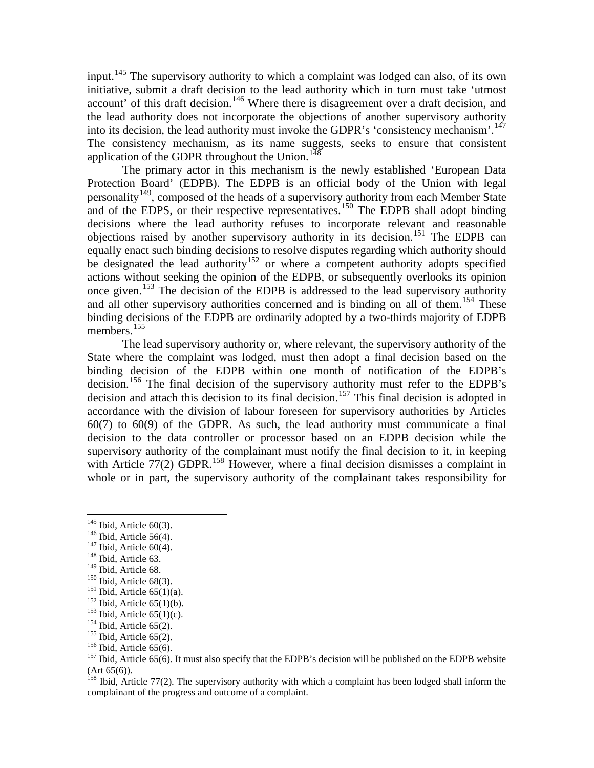input.[145] The supervisory authority to which a complaint was lodged can also, of its own initiative, submit a draft decision to the lead authority which in turn must take 'utmost account' of this draft decision.[146] Where there is disagreement over a draft decision, and the lead authority does not incorporate the objections of another supervisory authority into its decision, the lead authority must invoke the GDPR's 'consistency mechanism'.[147] The consistency mechanism, as its name suggests, seeks to ensure that consistent application of the GDPR throughout the Union.[148]

The primary actor in this mechanism is the newly established 'European Data Protection Board' (EDPB). The EDPB is an official body of the Union with legal personality[149], composed of the heads of a supervisory authority from each Member State and of the EDPS, or their respective representatives.[150] The EDPB shall adopt binding decisions where the lead authority refuses to incorporate relevant and reasonable objections raised by another supervisory authority in its decision.[151] The EDPB can equally enact such binding decisions to resolve disputes regarding which authority should be designated the lead authority[152] or where a competent authority adopts specified actions without seeking the opinion of the EDPB, or subsequently overlooks its opinion once given.[153] The decision of the EDPB is addressed to the lead supervisory authority and all other supervisory authorities concerned and is binding on all of them.[154] These binding decisions of the EDPB are ordinarily adopted by a two-thirds majority of EDPB members.[155]

The lead supervisory authority or, where relevant, the supervisory authority of the State where the complaint was lodged, must then adopt a final decision based on the binding decision of the EDPB within one month of notification of the EDPB's decision.[156] The final decision of the supervisory authority must refer to the EDPB's decision and attach this decision to its final decision.[157] This final decision is adopted in accordance with the division of labour foreseen for supervisory authorities by Articles 60(7) to 60(9) of the GDPR. As such, the lead authority must communicate a final decision to the data controller or processor based on an EDPB decision while the supervisory authority of the complainant must notify the final decision to it, in keeping with Article 77(2) GDPR.[158] However, where a final decision dismisses a complaint in whole or in part, the supervisory authority of the complainant takes responsibility for

---

[145] Ibid, Article 60(3).

[146] Ibid, Article 56(4).

[147] Ibid, Article 60(4).

[148] Ibid, Article 63.

[149] Ibid, Article 68.

[150] Ibid, Article 68(3).

[151] Ibid, Article 65(1)(a).

[152] Ibid, Article 65(1)(b).

[153] Ibid, Article 65(1)(c).

[154] Ibid, Article 65(2).

[155] Ibid, Article 65(2).

[156] Ibid, Article 65(6).

[157] Ibid, Article 65(6). It must also specify that the EDPB's decision will be published on the EDPB website (Art 65(6)).

[158] Ibid, Article 77(2). The supervisory authority with which a complaint has been lodged shall inform the complainant of the progress and outcome of a complaint.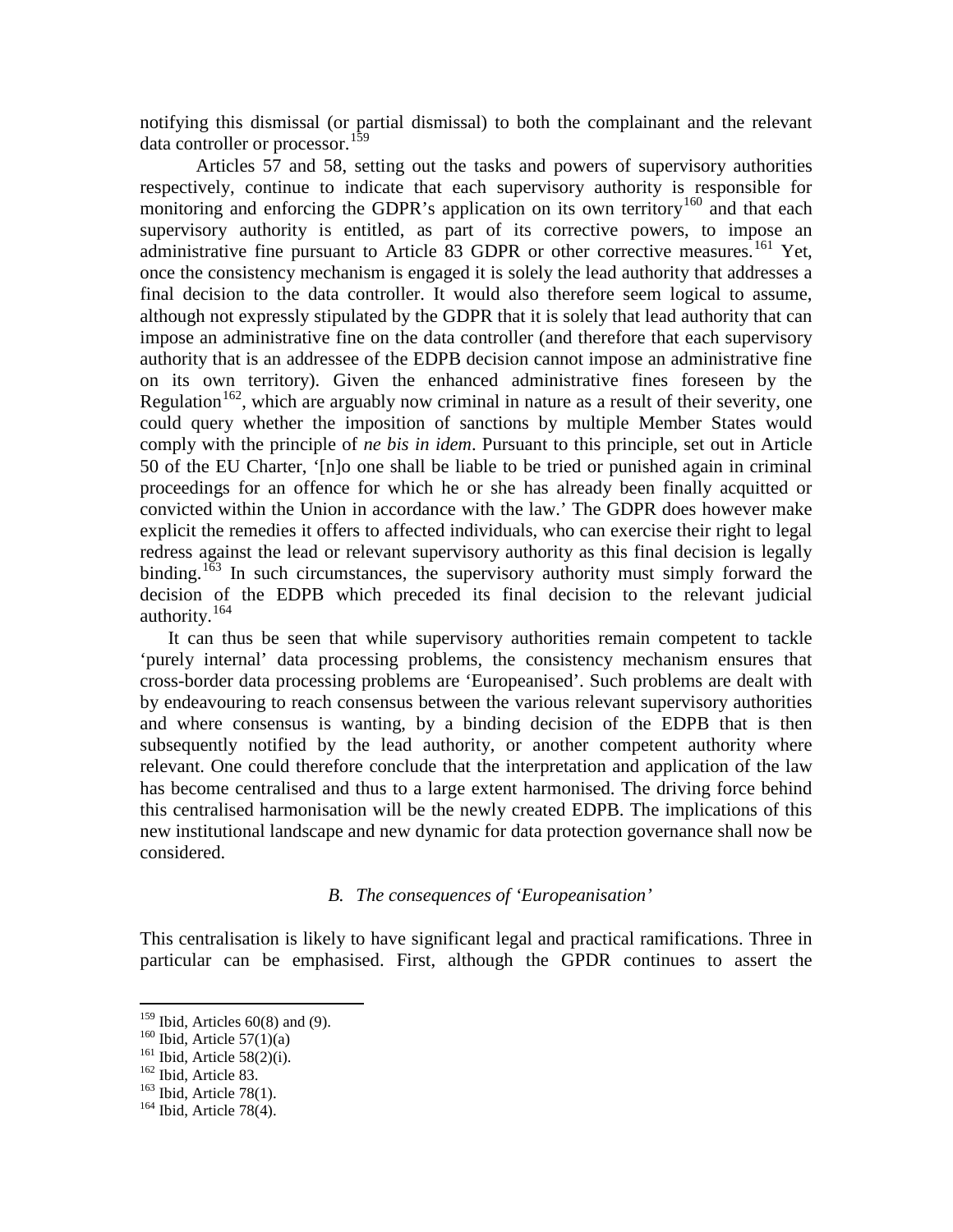notifying this dismissal (or partial dismissal) to both the complainant and the relevant data controller or processor.[159]

Articles 57 and 58, setting out the tasks and powers of supervisory authorities respectively, continue to indicate that each supervisory authority is responsible for monitoring and enforcing the GDPR's application on its own territory[160] and that each supervisory authority is entitled, as part of its corrective powers, to impose an administrative fine pursuant to Article 83 GDPR or other corrective measures.[161] Yet, once the consistency mechanism is engaged it is solely the lead authority that addresses a final decision to the data controller. It would also therefore seem logical to assume, although not expressly stipulated by the GDPR that it is solely that lead authority that can impose an administrative fine on the data controller (and therefore that each supervisory authority that is an addressee of the EDPB decision cannot impose an administrative fine on its own territory). Given the enhanced administrative fines foreseen by the Regulation[162], which are arguably now criminal in nature as a result of their severity, one could query whether the imposition of sanctions by multiple Member States would comply with the principle of *ne bis in idem*. Pursuant to this principle, set out in Article 50 of the EU Charter, '[n]o one shall be liable to be tried or punished again in criminal proceedings for an offence for which he or she has already been finally acquitted or convicted within the Union in accordance with the law.' The GDPR does however make explicit the remedies it offers to affected individuals, who can exercise their right to legal redress against the lead or relevant supervisory authority as this final decision is legally binding.[163] In such circumstances, the supervisory authority must simply forward the decision of the EDPB which preceded its final decision to the relevant judicial authority.[164]

It can thus be seen that while supervisory authorities remain competent to tackle 'purely internal' data processing problems, the consistency mechanism ensures that cross-border data processing problems are 'Europeanised'. Such problems are dealt with by endeavouring to reach consensus between the various relevant supervisory authorities and where consensus is wanting, by a binding decision of the EDPB that is then subsequently notified by the lead authority, or another competent authority where relevant. One could therefore conclude that the interpretation and application of the law has become centralised and thus to a large extent harmonised. The driving force behind this centralised harmonisation will be the newly created EDPB. The implications of this new institutional landscape and new dynamic for data protection governance shall now be considered.

### *B. The consequences of 'Europeanisation'*

This centralisation is likely to have significant legal and practical ramifications. Three in particular can be emphasised. First, although the GPDR continues to assert the

---

[159] Ibid, Articles 60(8) and (9).
[160] Ibid, Article 57(1)(a)
[161] Ibid, Article 58(2)(i).
[162] Ibid, Article 83.
[163] Ibid, Article 78(1).
[164] Ibid, Article 78(4).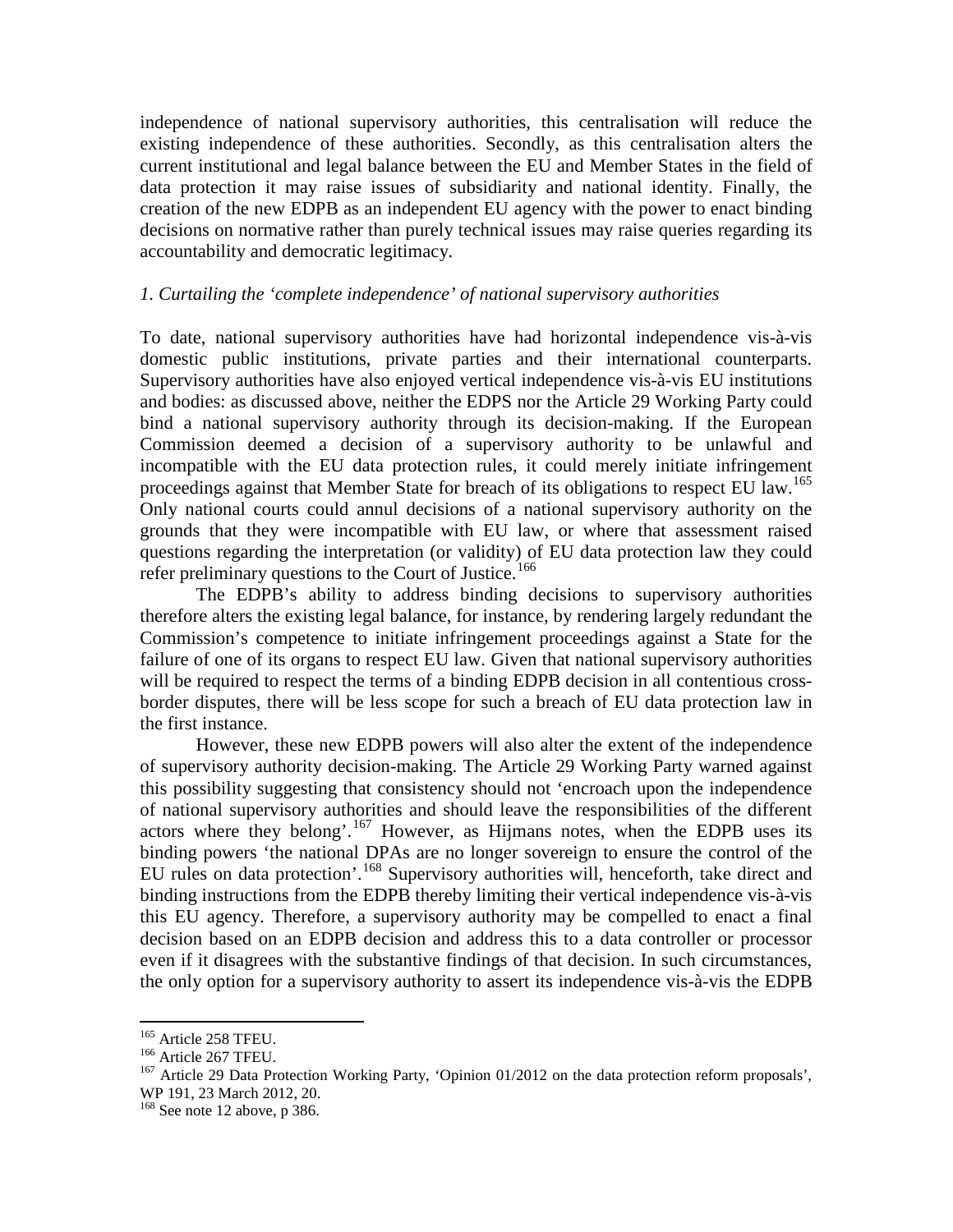independence of national supervisory authorities, this centralisation will reduce the existing independence of these authorities. Secondly, as this centralisation alters the current institutional and legal balance between the EU and Member States in the field of data protection it may raise issues of subsidiarity and national identity. Finally, the creation of the new EDPB as an independent EU agency with the power to enact binding decisions on normative rather than purely technical issues may raise queries regarding its accountability and democratic legitimacy.

*1. Curtailing the 'complete independence' of national supervisory authorities*

To date, national supervisory authorities have had horizontal independence vis-à-vis domestic public institutions, private parties and their international counterparts. Supervisory authorities have also enjoyed vertical independence vis-à-vis EU institutions and bodies: as discussed above, neither the EDPS nor the Article 29 Working Party could bind a national supervisory authority through its decision-making. If the European Commission deemed a decision of a supervisory authority to be unlawful and incompatible with the EU data protection rules, it could merely initiate infringement proceedings against that Member State for breach of its obligations to respect EU law.[165] Only national courts could annul decisions of a national supervisory authority on the grounds that they were incompatible with EU law, or where that assessment raised questions regarding the interpretation (or validity) of EU data protection law they could refer preliminary questions to the Court of Justice.[166]

The EDPB's ability to address binding decisions to supervisory authorities therefore alters the existing legal balance, for instance, by rendering largely redundant the Commission's competence to initiate infringement proceedings against a State for the failure of one of its organs to respect EU law. Given that national supervisory authorities will be required to respect the terms of a binding EDPB decision in all contentious cross-border disputes, there will be less scope for such a breach of EU data protection law in the first instance.

However, these new EDPB powers will also alter the extent of the independence of supervisory authority decision-making. The Article 29 Working Party warned against this possibility suggesting that consistency should not 'encroach upon the independence of national supervisory authorities and should leave the responsibilities of the different actors where they belong'.[167] However, as Hijmans notes, when the EDPB uses its binding powers 'the national DPAs are no longer sovereign to ensure the control of the EU rules on data protection'.[168] Supervisory authorities will, henceforth, take direct and binding instructions from the EDPB thereby limiting their vertical independence vis-à-vis this EU agency. Therefore, a supervisory authority may be compelled to enact a final decision based on an EDPB decision and address this to a data controller or processor even if it disagrees with the substantive findings of that decision. In such circumstances, the only option for a supervisory authority to assert its independence vis-à-vis the EDPB

---

[165] Article 258 TFEU.

[166] Article 267 TFEU.

[167] Article 29 Data Protection Working Party, 'Opinion 01/2012 on the data protection reform proposals', WP 191, 23 March 2012, 20.

[168] See note 12 above, p 386.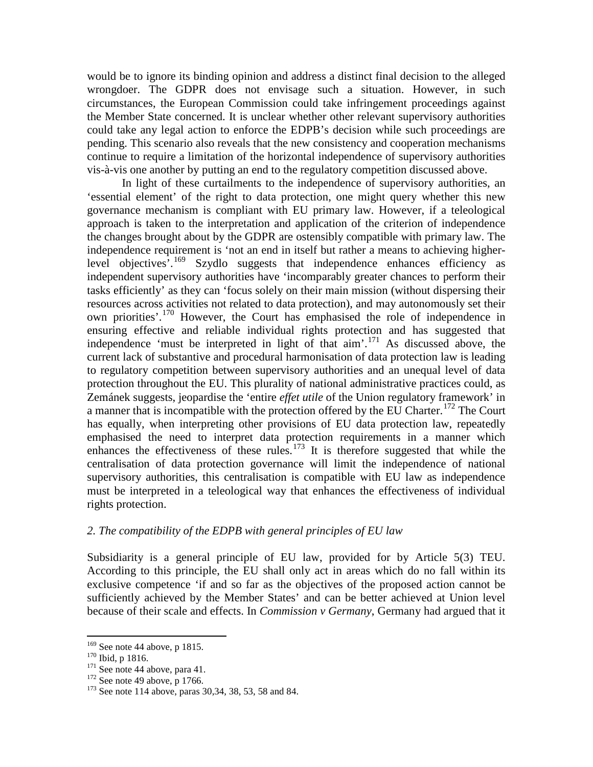would be to ignore its binding opinion and address a distinct final decision to the alleged wrongdoer. The GDPR does not envisage such a situation. However, in such circumstances, the European Commission could take infringement proceedings against the Member State concerned. It is unclear whether other relevant supervisory authorities could take any legal action to enforce the EDPB's decision while such proceedings are pending. This scenario also reveals that the new consistency and cooperation mechanisms continue to require a limitation of the horizontal independence of supervisory authorities vis-à-vis one another by putting an end to the regulatory competition discussed above.

In light of these curtailments to the independence of supervisory authorities, an 'essential element' of the right to data protection, one might query whether this new governance mechanism is compliant with EU primary law. However, if a teleological approach is taken to the interpretation and application of the criterion of independence the changes brought about by the GDPR are ostensibly compatible with primary law. The independence requirement is 'not an end in itself but rather a means to achieving higher-level objectives'.[169] Szydlo suggests that independence enhances efficiency as independent supervisory authorities have 'incomparably greater chances to perform their tasks efficiently' as they can 'focus solely on their main mission (without dispersing their resources across activities not related to data protection), and may autonomously set their own priorities'.[170] However, the Court has emphasised the role of independence in ensuring effective and reliable individual rights protection and has suggested that independence 'must be interpreted in light of that aim'.[171] As discussed above, the current lack of substantive and procedural harmonisation of data protection law is leading to regulatory competition between supervisory authorities and an unequal level of data protection throughout the EU. This plurality of national administrative practices could, as Zemánek suggests, jeopardise the 'entire *effet utile* of the Union regulatory framework' in a manner that is incompatible with the protection offered by the EU Charter.[172] The Court has equally, when interpreting other provisions of EU data protection law, repeatedly emphasised the need to interpret data protection requirements in a manner which enhances the effectiveness of these rules.[173] It is therefore suggested that while the centralisation of data protection governance will limit the independence of national supervisory authorities, this centralisation is compatible with EU law as independence must be interpreted in a teleological way that enhances the effectiveness of individual rights protection.

*2. The compatibility of the EDPB with general principles of EU law*

Subsidiarity is a general principle of EU law, provided for by Article 5(3) TEU. According to this principle, the EU shall only act in areas which do no fall within its exclusive competence 'if and so far as the objectives of the proposed action cannot be sufficiently achieved by the Member States' and can be better achieved at Union level because of their scale and effects. In *Commission v Germany*, Germany had argued that it

[169] See note 44 above, p 1815.
[170] Ibid, p 1816.
[171] See note 44 above, para 41.
[172] See note 49 above, p 1766.
[173] See note 114 above, paras 30,34, 38, 53, 58 and 84.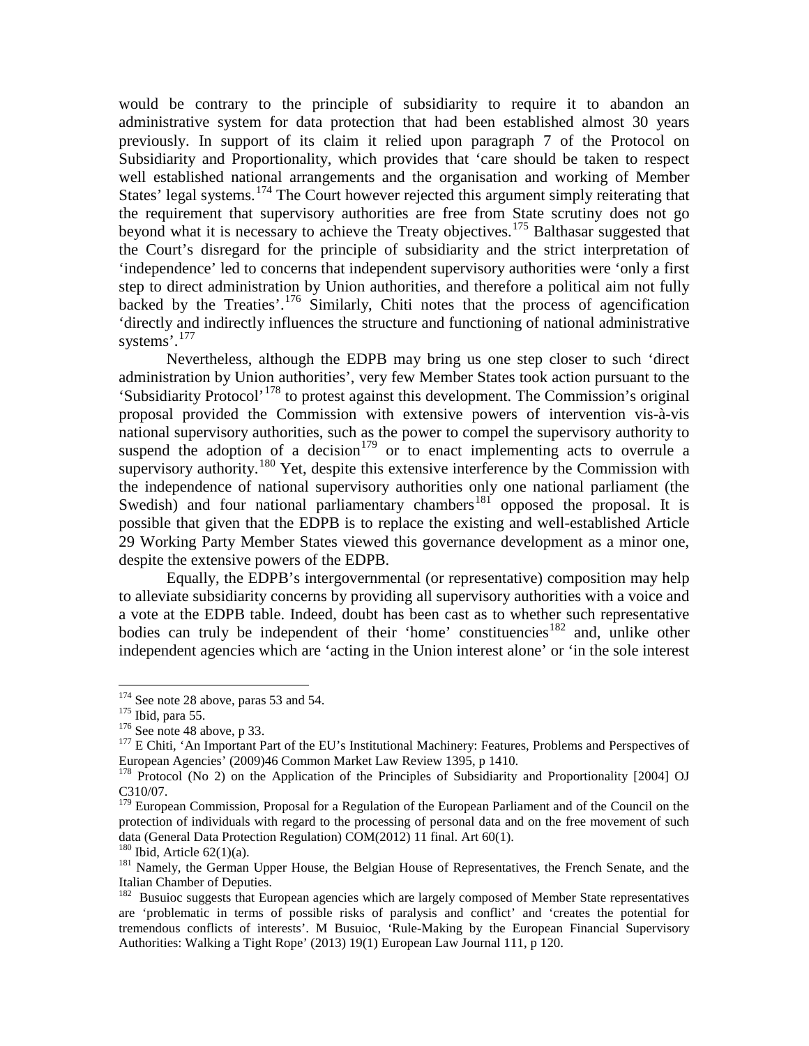would be contrary to the principle of subsidiarity to require it to abandon an administrative system for data protection that had been established almost 30 years previously. In support of its claim it relied upon paragraph 7 of the Protocol on Subsidiarity and Proportionality, which provides that 'care should be taken to respect well established national arrangements and the organisation and working of Member States' legal systems.[174] The Court however rejected this argument simply reiterating that the requirement that supervisory authorities are free from State scrutiny does not go beyond what it is necessary to achieve the Treaty objectives.[175] Balthasar suggested that the Court's disregard for the principle of subsidiarity and the strict interpretation of 'independence' led to concerns that independent supervisory authorities were 'only a first step to direct administration by Union authorities, and therefore a political aim not fully backed by the Treaties'.[176] Similarly, Chiti notes that the process of agencification 'directly and indirectly influences the structure and functioning of national administrative systems'.[177]

Nevertheless, although the EDPB may bring us one step closer to such 'direct administration by Union authorities', very few Member States took action pursuant to the 'Subsidiarity Protocol'[178] to protest against this development. The Commission's original proposal provided the Commission with extensive powers of intervention vis-à-vis national supervisory authorities, such as the power to compel the supervisory authority to suspend the adoption of a decision[179] or to enact implementing acts to overrule a supervisory authority.[180] Yet, despite this extensive interference by the Commission with the independence of national supervisory authorities only one national parliament (the Swedish) and four national parliamentary chambers[181] opposed the proposal. It is possible that given that the EDPB is to replace the existing and well-established Article 29 Working Party Member States viewed this governance development as a minor one, despite the extensive powers of the EDPB.

Equally, the EDPB's intergovernmental (or representative) composition may help to alleviate subsidiarity concerns by providing all supervisory authorities with a voice and a vote at the EDPB table. Indeed, doubt has been cast as to whether such representative bodies can truly be independent of their 'home' constituencies[182] and, unlike other independent agencies which are 'acting in the Union interest alone' or 'in the sole interest

---

[174] See note 28 above, paras 53 and 54.

[175] Ibid, para 55.

[176] See note 48 above, p 33.

[177] E Chiti, 'An Important Part of the EU's Institutional Machinery: Features, Problems and Perspectives of European Agencies' (2009)46 Common Market Law Review 1395, p 1410.

[178] Protocol (No 2) on the Application of the Principles of Subsidiarity and Proportionality [2004] OJ C310/07.

[179] European Commission, Proposal for a Regulation of the European Parliament and of the Council on the protection of individuals with regard to the processing of personal data and on the free movement of such data (General Data Protection Regulation) COM(2012) 11 final. Art 60(1).

[180] Ibid, Article 62(1)(a).

[181] Namely, the German Upper House, the Belgian House of Representatives, the French Senate, and the Italian Chamber of Deputies.

[182] Busuioc suggests that European agencies which are largely composed of Member State representatives are 'problematic in terms of possible risks of paralysis and conflict' and 'creates the potential for tremendous conflicts of interests'. M Busuioc, 'Rule-Making by the European Financial Supervisory Authorities: Walking a Tight Rope' (2013) 19(1) European Law Journal 111, p 120.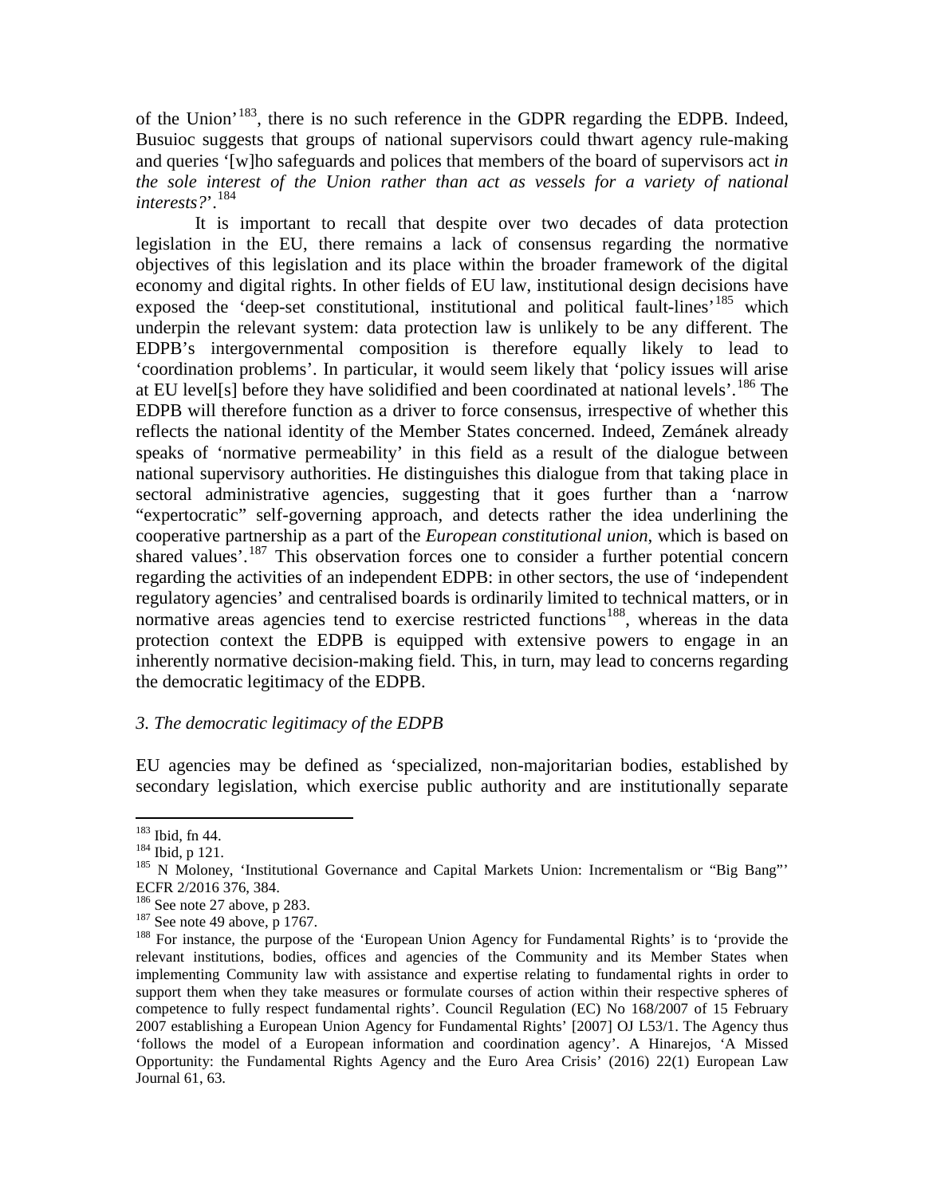of the Union'[183], there is no such reference in the GDPR regarding the EDPB. Indeed, Busuioc suggests that groups of national supervisors could thwart agency rule-making and queries '[w]ho safeguards and polices that members of the board of supervisors act *in the sole interest of the Union rather than act as vessels for a variety of national interests?*'.[184]

It is important to recall that despite over two decades of data protection legislation in the EU, there remains a lack of consensus regarding the normative objectives of this legislation and its place within the broader framework of the digital economy and digital rights. In other fields of EU law, institutional design decisions have exposed the 'deep-set constitutional, institutional and political fault-lines'[185] which underpin the relevant system: data protection law is unlikely to be any different. The EDPB's intergovernmental composition is therefore equally likely to lead to 'coordination problems'. In particular, it would seem likely that 'policy issues will arise at EU level[s] before they have solidified and been coordinated at national levels'.[186] The EDPB will therefore function as a driver to force consensus, irrespective of whether this reflects the national identity of the Member States concerned. Indeed, Zemánek already speaks of 'normative permeability' in this field as a result of the dialogue between national supervisory authorities. He distinguishes this dialogue from that taking place in sectoral administrative agencies, suggesting that it goes further than a 'narrow "expertocratic" self-governing approach, and detects rather the idea underlining the cooperative partnership as a part of the *European constitutional union*, which is based on shared values'.[187] This observation forces one to consider a further potential concern regarding the activities of an independent EDPB: in other sectors, the use of 'independent regulatory agencies' and centralised boards is ordinarily limited to technical matters, or in normative areas agencies tend to exercise restricted functions[188], whereas in the data protection context the EDPB is equipped with extensive powers to engage in an inherently normative decision-making field. This, in turn, may lead to concerns regarding the democratic legitimacy of the EDPB.

### *3. The democratic legitimacy of the EDPB*

EU agencies may be defined as 'specialized, non-majoritarian bodies, established by secondary legislation, which exercise public authority and are institutionally separate

---

[183] Ibid, fn 44.

[184] Ibid, p 121.

[185] N Moloney, 'Institutional Governance and Capital Markets Union: Incrementalism or "Big Bang"' ECFR 2/2016 376, 384.

[186] See note 27 above, p 283.

[187] See note 49 above, p 1767.

[188] For instance, the purpose of the 'European Union Agency for Fundamental Rights' is to 'provide the relevant institutions, bodies, offices and agencies of the Community and its Member States when implementing Community law with assistance and expertise relating to fundamental rights in order to support them when they take measures or formulate courses of action within their respective spheres of competence to fully respect fundamental rights'. Council Regulation (EC) No 168/2007 of 15 February 2007 establishing a European Union Agency for Fundamental Rights' [2007] OJ L53/1. The Agency thus 'follows the model of a European information and coordination agency'. A Hinarejos, 'A Missed Opportunity: the Fundamental Rights Agency and the Euro Area Crisis' (2016) 22(1) European Law Journal 61, 63.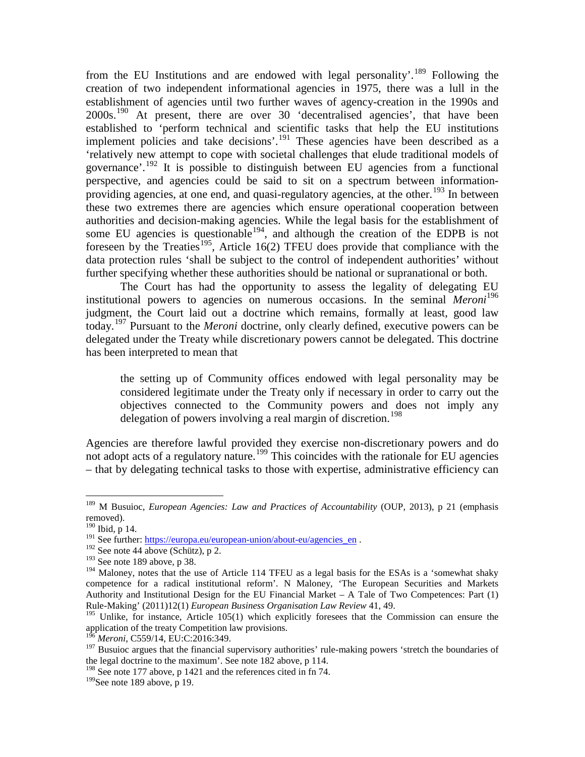from the EU Institutions and are endowed with legal personality'.[189] Following the creation of two independent informational agencies in 1975, there was a lull in the establishment of agencies until two further waves of agency-creation in the 1990s and 2000s.[190] At present, there are over 30 'decentralised agencies', that have been established to 'perform technical and scientific tasks that help the EU institutions implement policies and take decisions'.[191] These agencies have been described as a 'relatively new attempt to cope with societal challenges that elude traditional models of governance'.[192] It is possible to distinguish between EU agencies from a functional perspective, and agencies could be said to sit on a spectrum between information-providing agencies, at one end, and quasi-regulatory agencies, at the other.[193] In between these two extremes there are agencies which ensure operational cooperation between authorities and decision-making agencies. While the legal basis for the establishment of some EU agencies is questionable[194], and although the creation of the EDPB is not foreseen by the Treaties[195], Article 16(2) TFEU does provide that compliance with the data protection rules 'shall be subject to the control of independent authorities' without further specifying whether these authorities should be national or supranational or both.

The Court has had the opportunity to assess the legality of delegating EU institutional powers to agencies on numerous occasions. In the seminal *Meroni*[196] judgment, the Court laid out a doctrine which remains, formally at least, good law today.[197] Pursuant to the *Meroni* doctrine, only clearly defined, executive powers can be delegated under the Treaty while discretionary powers cannot be delegated. This doctrine has been interpreted to mean that

> the setting up of Community offices endowed with legal personality may be considered legitimate under the Treaty only if necessary in order to carry out the objectives connected to the Community powers and does not imply any delegation of powers involving a real margin of discretion.[198]

Agencies are therefore lawful provided they exercise non-discretionary powers and do not adopt acts of a regulatory nature.[199] This coincides with the rationale for EU agencies – that by delegating technical tasks to those with expertise, administrative efficiency can

---

[189] M Busuioc, *European Agencies: Law and Practices of Accountability* (OUP, 2013), p 21 (emphasis removed).

[190] Ibid, p 14.

[191] See further: https://europa.eu/european-union/about-eu/agencies_en .

[192] See note 44 above (Schütz), p 2.

[193] See note 189 above, p 38.

[194] Maloney, notes that the use of Article 114 TFEU as a legal basis for the ESAs is a 'somewhat shaky competence for a radical institutional reform'. N Maloney, 'The European Securities and Markets Authority and Institutional Design for the EU Financial Market – A Tale of Two Competences: Part (1) Rule-Making' (2011)12(1) *European Business Organisation Law Review* 41, 49.

[195] Unlike, for instance, Article 105(1) which explicitly foresees that the Commission can ensure the application of the treaty Competition law provisions.

[196] *Meroni*, C559/14, EU:C:2016:349.

[197] Busuioc argues that the financial supervisory authorities' rule-making powers 'stretch the boundaries of the legal doctrine to the maximum'. See note 182 above, p 114.

[198] See note 177 above, p 1421 and the references cited in fn 74.

[199] See note 189 above, p 19.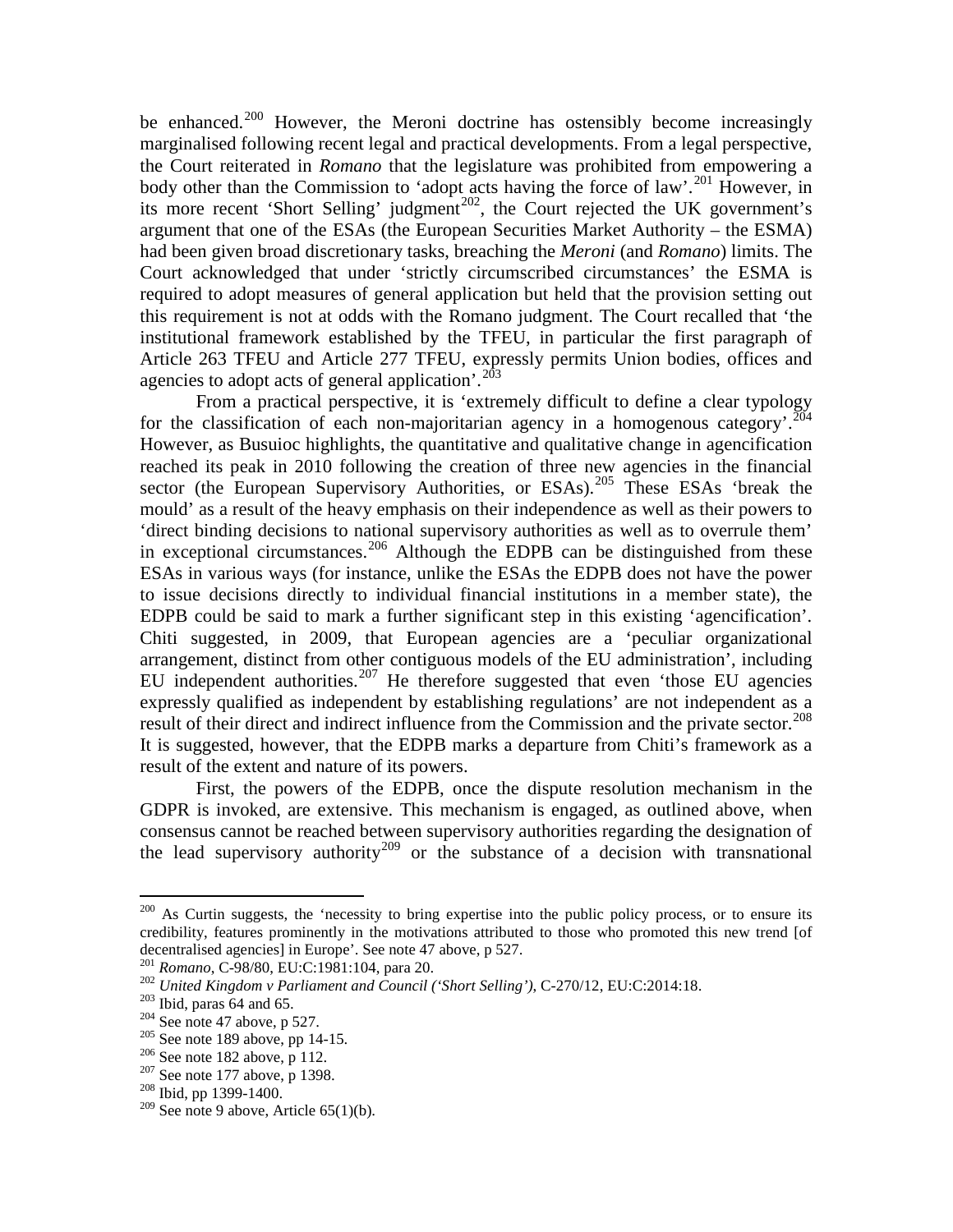be enhanced.[200] However, the Meroni doctrine has ostensibly become increasingly marginalised following recent legal and practical developments. From a legal perspective, the Court reiterated in *Romano* that the legislature was prohibited from empowering a body other than the Commission to 'adopt acts having the force of law'.[201] However, in its more recent 'Short Selling' judgment[202], the Court rejected the UK government's argument that one of the ESAs (the European Securities Market Authority – the ESMA) had been given broad discretionary tasks, breaching the *Meroni* (and *Romano*) limits. The Court acknowledged that under 'strictly circumscribed circumstances' the ESMA is required to adopt measures of general application but held that the provision setting out this requirement is not at odds with the Romano judgment. The Court recalled that 'the institutional framework established by the TFEU, in particular the first paragraph of Article 263 TFEU and Article 277 TFEU, expressly permits Union bodies, offices and agencies to adopt acts of general application'.[203]

From a practical perspective, it is 'extremely difficult to define a clear typology for the classification of each non-majoritarian agency in a homogenous category'.[204] However, as Busuioc highlights, the quantitative and qualitative change in agencification reached its peak in 2010 following the creation of three new agencies in the financial sector (the European Supervisory Authorities, or ESAs).[205] These ESAs 'break the mould' as a result of the heavy emphasis on their independence as well as their powers to 'direct binding decisions to national supervisory authorities as well as to overrule them' in exceptional circumstances.[206] Although the EDPB can be distinguished from these ESAs in various ways (for instance, unlike the ESAs the EDPB does not have the power to issue decisions directly to individual financial institutions in a member state), the EDPB could be said to mark a further significant step in this existing 'agencification'. Chiti suggested, in 2009, that European agencies are a 'peculiar organizational arrangement, distinct from other contiguous models of the EU administration', including EU independent authorities.[207] He therefore suggested that even 'those EU agencies expressly qualified as independent by establishing regulations' are not independent as a result of their direct and indirect influence from the Commission and the private sector.[208] It is suggested, however, that the EDPB marks a departure from Chiti's framework as a result of the extent and nature of its powers.

First, the powers of the EDPB, once the dispute resolution mechanism in the GDPR is invoked, are extensive. This mechanism is engaged, as outlined above, when consensus cannot be reached between supervisory authorities regarding the designation of the lead supervisory authority[209] or the substance of a decision with transnational

---

[200] As Curtin suggests, the 'necessity to bring expertise into the public policy process, or to ensure its credibility, features prominently in the motivations attributed to those who promoted this new trend [of decentralised agencies] in Europe'. See note 47 above, p 527.

[201] *Romano*, C-98/80, EU:C:1981:104, para 20.

[202] *United Kingdom v Parliament and Council ('Short Selling')*, C-270/12, EU:C:2014:18.

[203] Ibid, paras 64 and 65.

[204] See note 47 above, p 527.

[205] See note 189 above, pp 14-15.

[206] See note 182 above, p 112.

[207] See note 177 above, p 1398.

[208] Ibid, pp 1399-1400.

[209] See note 9 above, Article 65(1)(b).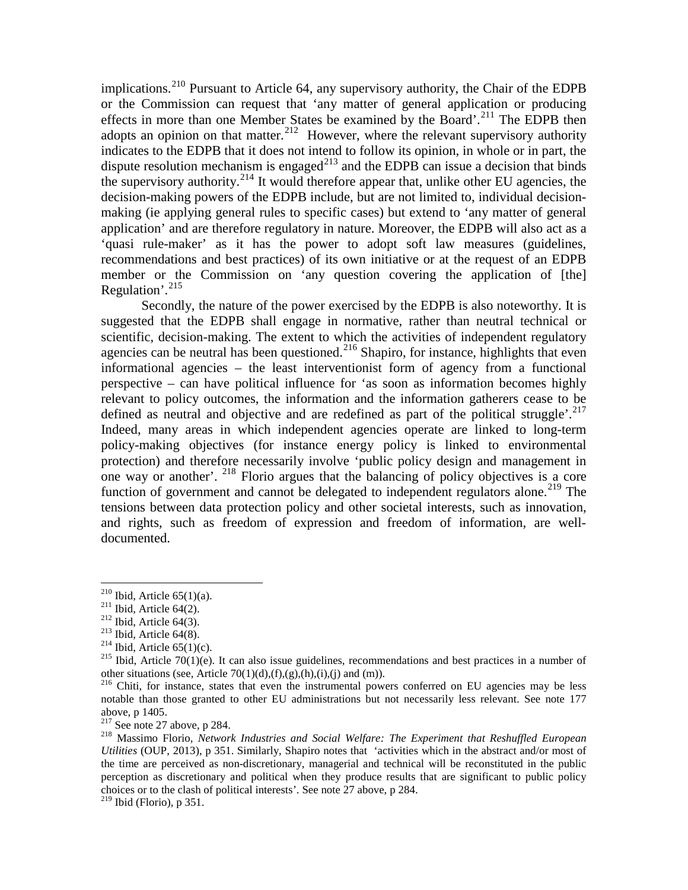implications.[210] Pursuant to Article 64, any supervisory authority, the Chair of the EDPB or the Commission can request that 'any matter of general application or producing effects in more than one Member States be examined by the Board'.[211] The EDPB then adopts an opinion on that matter.[212] However, where the relevant supervisory authority indicates to the EDPB that it does not intend to follow its opinion, in whole or in part, the dispute resolution mechanism is engaged[213] and the EDPB can issue a decision that binds the supervisory authority.[214] It would therefore appear that, unlike other EU agencies, the decision-making powers of the EDPB include, but are not limited to, individual decision-making (ie applying general rules to specific cases) but extend to 'any matter of general application' and are therefore regulatory in nature. Moreover, the EDPB will also act as a 'quasi rule-maker' as it has the power to adopt soft law measures (guidelines, recommendations and best practices) of its own initiative or at the request of an EDPB member or the Commission on 'any question covering the application of [the] Regulation'.[215]

Secondly, the nature of the power exercised by the EDPB is also noteworthy. It is suggested that the EDPB shall engage in normative, rather than neutral technical or scientific, decision-making. The extent to which the activities of independent regulatory agencies can be neutral has been questioned.[216] Shapiro, for instance, highlights that even informational agencies – the least interventionist form of agency from a functional perspective – can have political influence for 'as soon as information becomes highly relevant to policy outcomes, the information and the information gatherers cease to be defined as neutral and objective and are redefined as part of the political struggle'.[217] Indeed, many areas in which independent agencies operate are linked to long-term policy-making objectives (for instance energy policy is linked to environmental protection) and therefore necessarily involve 'public policy design and management in one way or another'.[218] Florio argues that the balancing of policy objectives is a core function of government and cannot be delegated to independent regulators alone.[219] The tensions between data protection policy and other societal interests, such as innovation, and rights, such as freedom of expression and freedom of information, are well-documented.

---

[210] Ibid, Article 65(1)(a).

[211] Ibid, Article 64(2).

[212] Ibid, Article 64(3).

[213] Ibid, Article 64(8).

[214] Ibid, Article 65(1)(c).

[215] Ibid, Article 70(1)(e). It can also issue guidelines, recommendations and best practices in a number of other situations (see, Article 70(1)(d),(f),(g),(h),(i),(j) and (m)).

[216] Chiti, for instance, states that even the instrumental powers conferred on EU agencies may be less notable than those granted to other EU administrations but not necessarily less relevant. See note 177 above, p 1405.

[217] See note 27 above, p 284.

[218] Massimo Florio, *Network Industries and Social Welfare: The Experiment that Reshuffled European Utilities* (OUP, 2013), p 351. Similarly, Shapiro notes that 'activities which in the abstract and/or most of the time are perceived as non-discretionary, managerial and technical will be reconstituted in the public perception as discretionary and political when they produce results that are significant to public policy choices or to the clash of political interests'. See note 27 above, p 284.

[219] Ibid (Florio), p 351.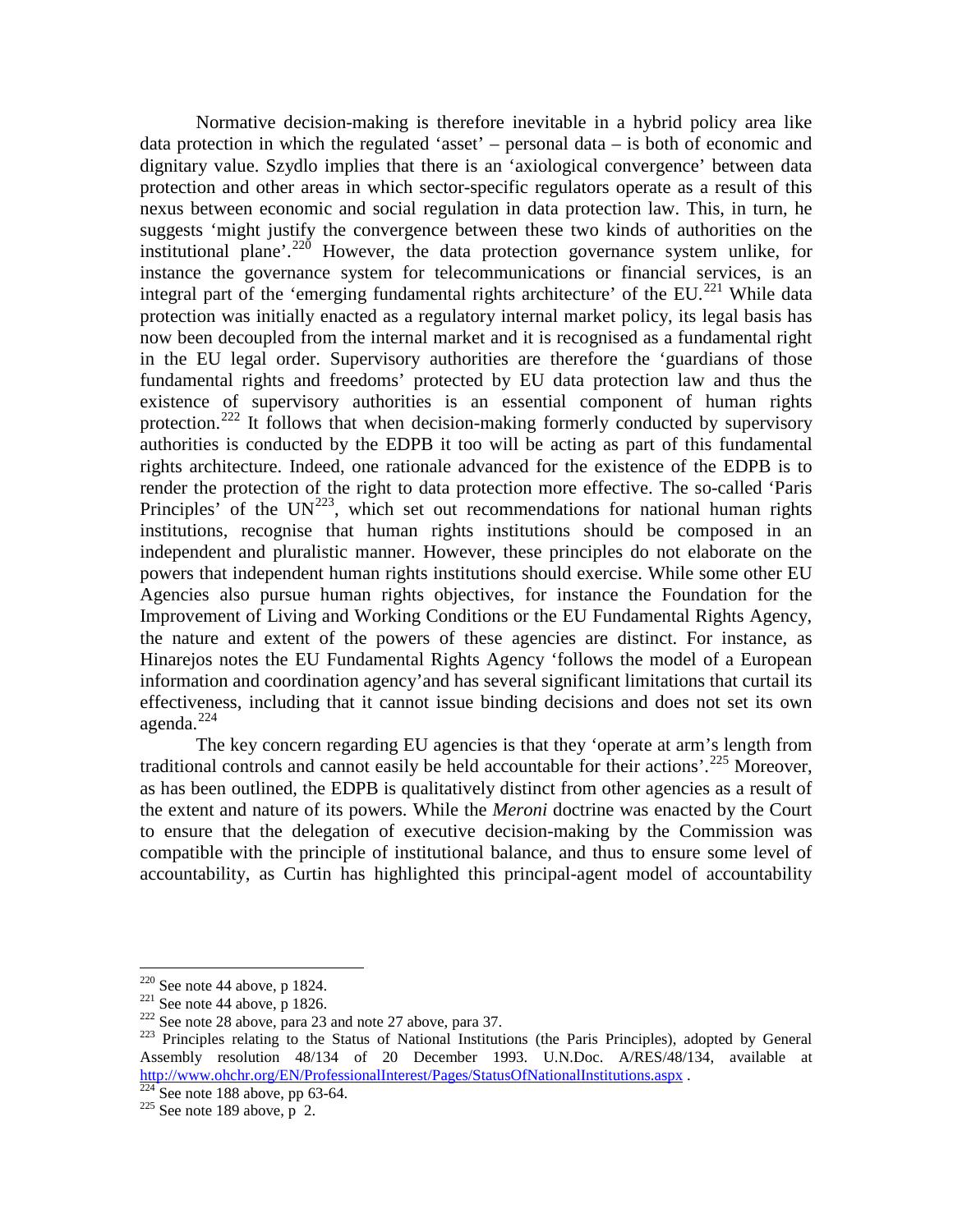Normative decision-making is therefore inevitable in a hybrid policy area like data protection in which the regulated 'asset' – personal data – is both of economic and dignitary value. Szydlo implies that there is an 'axiological convergence' between data protection and other areas in which sector-specific regulators operate as a result of this nexus between economic and social regulation in data protection law. This, in turn, he suggests 'might justify the convergence between these two kinds of authorities on the institutional plane'.[220] However, the data protection governance system unlike, for instance the governance system for telecommunications or financial services, is an integral part of the 'emerging fundamental rights architecture' of the EU.[221] While data protection was initially enacted as a regulatory internal market policy, its legal basis has now been decoupled from the internal market and it is recognised as a fundamental right in the EU legal order. Supervisory authorities are therefore the 'guardians of those fundamental rights and freedoms' protected by EU data protection law and thus the existence of supervisory authorities is an essential component of human rights protection.[222] It follows that when decision-making formerly conducted by supervisory authorities is conducted by the EDPB it too will be acting as part of this fundamental rights architecture. Indeed, one rationale advanced for the existence of the EDPB is to render the protection of the right to data protection more effective. The so-called 'Paris Principles' of the UN[223], which set out recommendations for national human rights institutions, recognise that human rights institutions should be composed in an independent and pluralistic manner. However, these principles do not elaborate on the powers that independent human rights institutions should exercise. While some other EU Agencies also pursue human rights objectives, for instance the Foundation for the Improvement of Living and Working Conditions or the EU Fundamental Rights Agency, the nature and extent of the powers of these agencies are distinct. For instance, as Hinarejos notes the EU Fundamental Rights Agency 'follows the model of a European information and coordination agency'and has several significant limitations that curtail its effectiveness, including that it cannot issue binding decisions and does not set its own agenda.[224]

The key concern regarding EU agencies is that they 'operate at arm's length from traditional controls and cannot easily be held accountable for their actions'.[225] Moreover, as has been outlined, the EDPB is qualitatively distinct from other agencies as a result of the extent and nature of its powers. While the *Meroni* doctrine was enacted by the Court to ensure that the delegation of executive decision-making by the Commission was compatible with the principle of institutional balance, and thus to ensure some level of accountability, as Curtin has highlighted this principal-agent model of accountability

---

[220] See note 44 above, p 1824.

[221] See note 44 above, p 1826.

[222] See note 28 above, para 23 and note 27 above, para 37.

[223] Principles relating to the Status of National Institutions (the Paris Principles), adopted by General Assembly resolution 48/134 of 20 December 1993. U.N.Doc. A/RES/48/134, available at http://www.ohchr.org/EN/ProfessionalInterest/Pages/StatusOfNationalInstitutions.aspx .

[224] See note 188 above, pp 63-64.

[225] See note 189 above, p 2.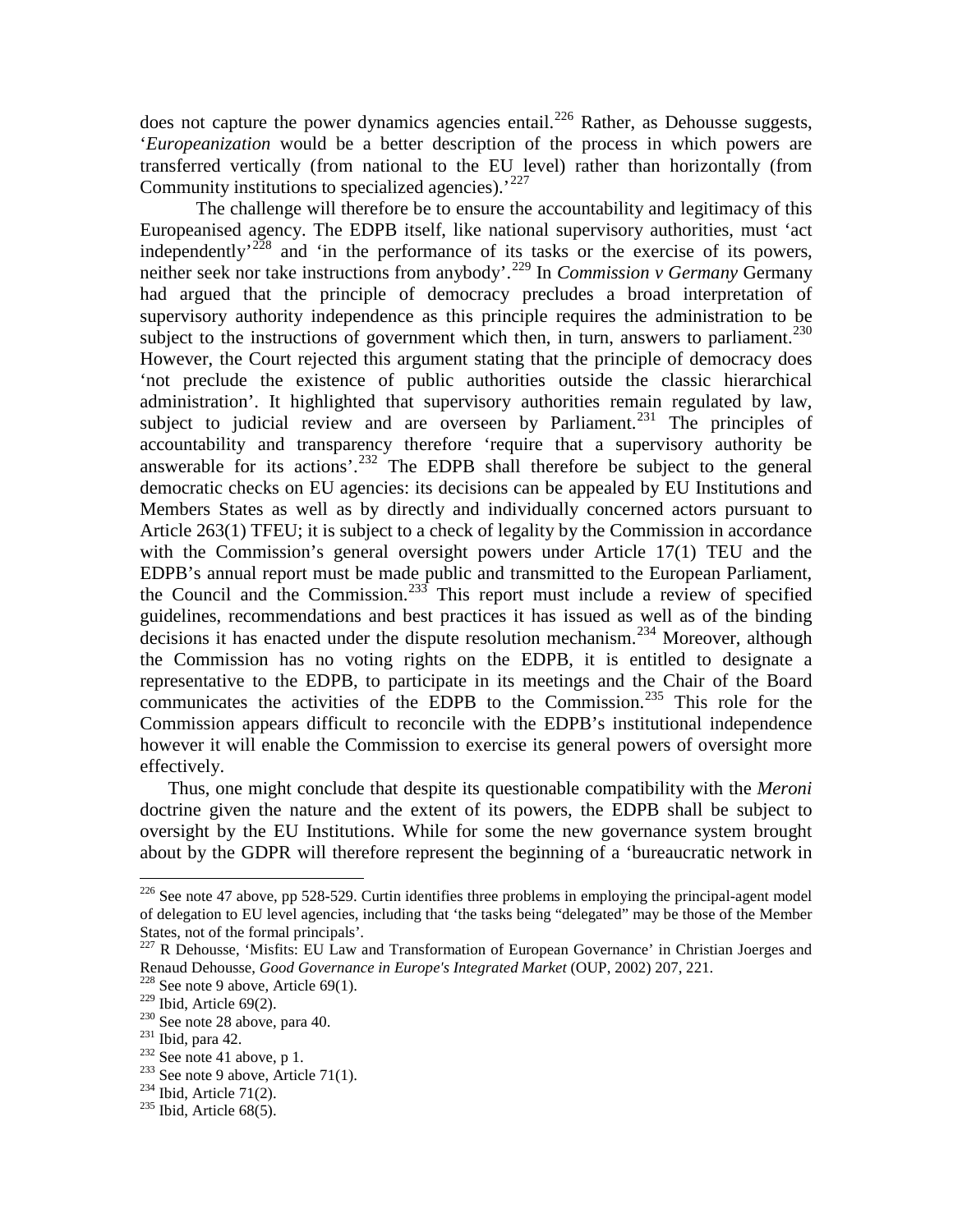does not capture the power dynamics agencies entail.[226] Rather, as Dehousse suggests, '*Europeanization* would be a better description of the process in which powers are transferred vertically (from national to the EU level) rather than horizontally (from Community institutions to specialized agencies).'[227]

The challenge will therefore be to ensure the accountability and legitimacy of this Europeanised agency. The EDPB itself, like national supervisory authorities, must 'act independently'[228] and 'in the performance of its tasks or the exercise of its powers, neither seek nor take instructions from anybody'.[229] In *Commission v Germany* Germany had argued that the principle of democracy precludes a broad interpretation of supervisory authority independence as this principle requires the administration to be subject to the instructions of government which then, in turn, answers to parliament.[230] However, the Court rejected this argument stating that the principle of democracy does 'not preclude the existence of public authorities outside the classic hierarchical administration'. It highlighted that supervisory authorities remain regulated by law, subject to judicial review and are overseen by Parliament.[231] The principles of accountability and transparency therefore 'require that a supervisory authority be answerable for its actions'.[232] The EDPB shall therefore be subject to the general democratic checks on EU agencies: its decisions can be appealed by EU Institutions and Members States as well as by directly and individually concerned actors pursuant to Article 263(1) TFEU; it is subject to a check of legality by the Commission in accordance with the Commission's general oversight powers under Article 17(1) TEU and the EDPB's annual report must be made public and transmitted to the European Parliament, the Council and the Commission.[233] This report must include a review of specified guidelines, recommendations and best practices it has issued as well as of the binding decisions it has enacted under the dispute resolution mechanism.[234] Moreover, although the Commission has no voting rights on the EDPB, it is entitled to designate a representative to the EDPB, to participate in its meetings and the Chair of the Board communicates the activities of the EDPB to the Commission.[235] This role for the Commission appears difficult to reconcile with the EDPB's institutional independence however it will enable the Commission to exercise its general powers of oversight more effectively.

Thus, one might conclude that despite its questionable compatibility with the *Meroni* doctrine given the nature and the extent of its powers, the EDPB shall be subject to oversight by the EU Institutions. While for some the new governance system brought about by the GDPR will therefore represent the beginning of a 'bureaucratic network in

---

[226] See note 47 above, pp 528-529. Curtin identifies three problems in employing the principal-agent model of delegation to EU level agencies, including that 'the tasks being "delegated" may be those of the Member States, not of the formal principals'.

[227] R Dehousse, 'Misfits: EU Law and Transformation of European Governance' in Christian Joerges and Renaud Dehousse, *Good Governance in Europe's Integrated Market* (OUP, 2002) 207, 221.

[228] See note 9 above, Article 69(1).

[229] Ibid, Article 69(2).

[230] See note 28 above, para 40.

[231] Ibid, para 42.

[232] See note 41 above, p 1.

[233] See note 9 above, Article 71(1).

[234] Ibid, Article 71(2).

[235] Ibid, Article 68(5).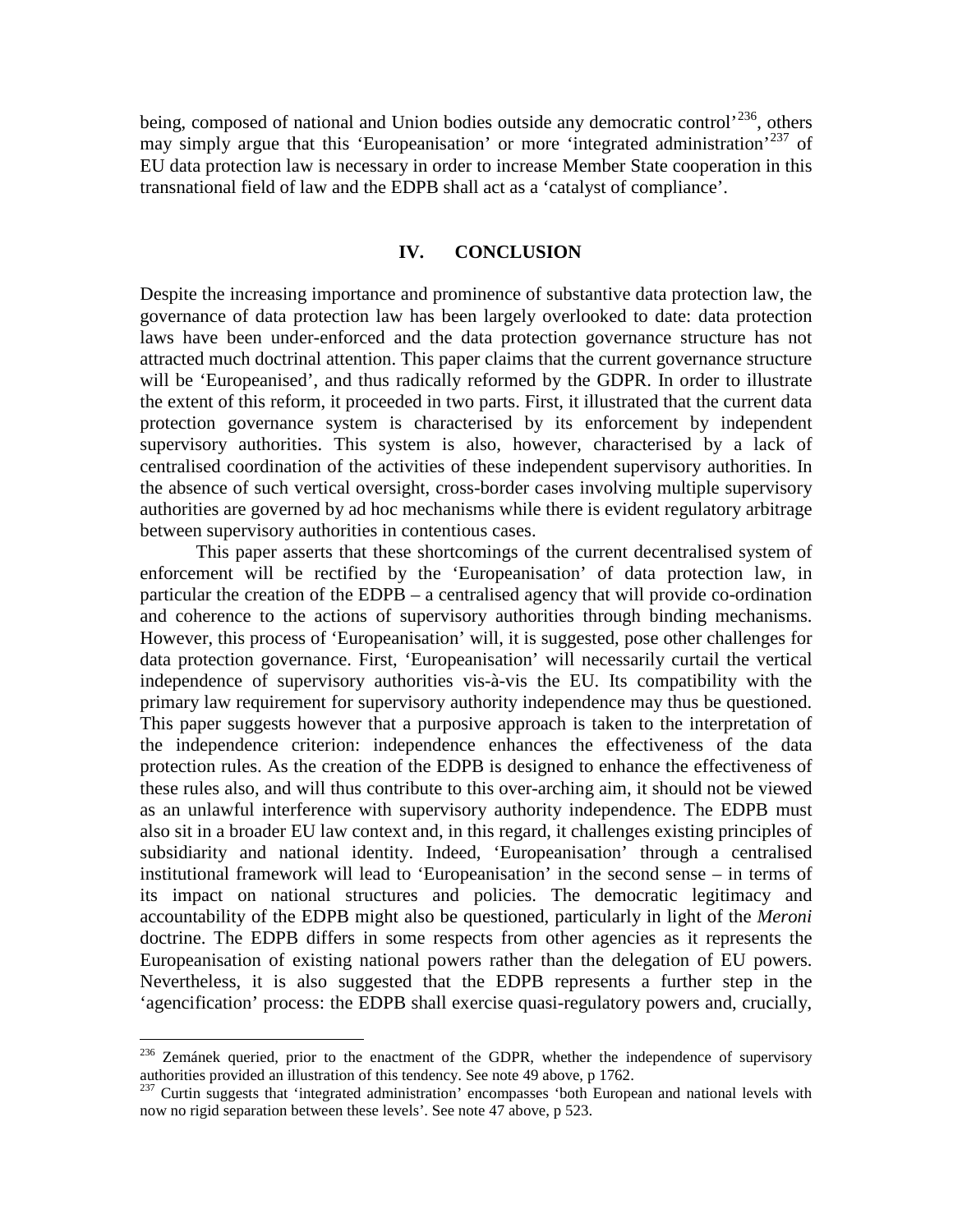being, composed of national and Union bodies outside any democratic control'[236], others may simply argue that this 'Europeanisation' or more 'integrated administration'[237] of EU data protection law is necessary in order to increase Member State cooperation in this transnational field of law and the EDPB shall act as a 'catalyst of compliance'.

## IV. CONCLUSION

Despite the increasing importance and prominence of substantive data protection law, the governance of data protection law has been largely overlooked to date: data protection laws have been under-enforced and the data protection governance structure has not attracted much doctrinal attention. This paper claims that the current governance structure will be 'Europeanised', and thus radically reformed by the GDPR. In order to illustrate the extent of this reform, it proceeded in two parts. First, it illustrated that the current data protection governance system is characterised by its enforcement by independent supervisory authorities. This system is also, however, characterised by a lack of centralised coordination of the activities of these independent supervisory authorities. In the absence of such vertical oversight, cross-border cases involving multiple supervisory authorities are governed by ad hoc mechanisms while there is evident regulatory arbitrage between supervisory authorities in contentious cases.

This paper asserts that these shortcomings of the current decentralised system of enforcement will be rectified by the 'Europeanisation' of data protection law, in particular the creation of the EDPB – a centralised agency that will provide co-ordination and coherence to the actions of supervisory authorities through binding mechanisms. However, this process of 'Europeanisation' will, it is suggested, pose other challenges for data protection governance. First, 'Europeanisation' will necessarily curtail the vertical independence of supervisory authorities vis-à-vis the EU. Its compatibility with the primary law requirement for supervisory authority independence may thus be questioned. This paper suggests however that a purposive approach is taken to the interpretation of the independence criterion: independence enhances the effectiveness of the data protection rules. As the creation of the EDPB is designed to enhance the effectiveness of these rules also, and will thus contribute to this over-arching aim, it should not be viewed as an unlawful interference with supervisory authority independence. The EDPB must also sit in a broader EU law context and, in this regard, it challenges existing principles of subsidiarity and national identity. Indeed, 'Europeanisation' through a centralised institutional framework will lead to 'Europeanisation' in the second sense – in terms of its impact on national structures and policies. The democratic legitimacy and accountability of the EDPB might also be questioned, particularly in light of the *Meroni* doctrine. The EDPB differs in some respects from other agencies as it represents the Europeanisation of existing national powers rather than the delegation of EU powers. Nevertheless, it is also suggested that the EDPB represents a further step in the 'agencification' process: the EDPB shall exercise quasi-regulatory powers and, crucially,

---

[236] Zemánek queried, prior to the enactment of the GDPR, whether the independence of supervisory authorities provided an illustration of this tendency. See note 49 above, p 1762.

[237] Curtin suggests that 'integrated administration' encompasses 'both European and national levels with now no rigid separation between these levels'. See note 47 above, p 523.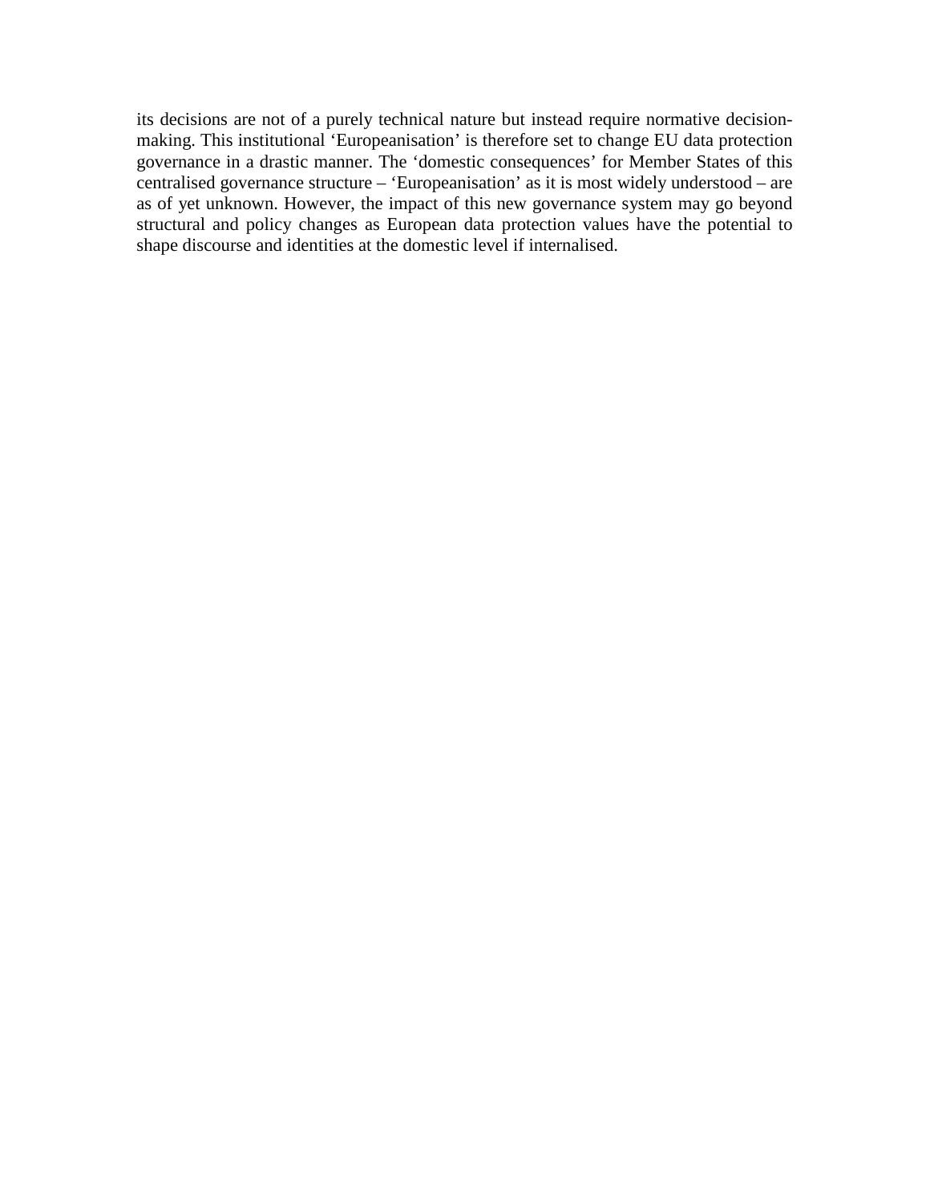its decisions are not of a purely technical nature but instead require normative decision-making. This institutional 'Europeanisation' is therefore set to change EU data protection governance in a drastic manner. The 'domestic consequences' for Member States of this centralised governance structure – 'Europeanisation' as it is most widely understood – are as of yet unknown. However, the impact of this new governance system may go beyond structural and policy changes as European data protection values have the potential to shape discourse and identities at the domestic level if internalised.